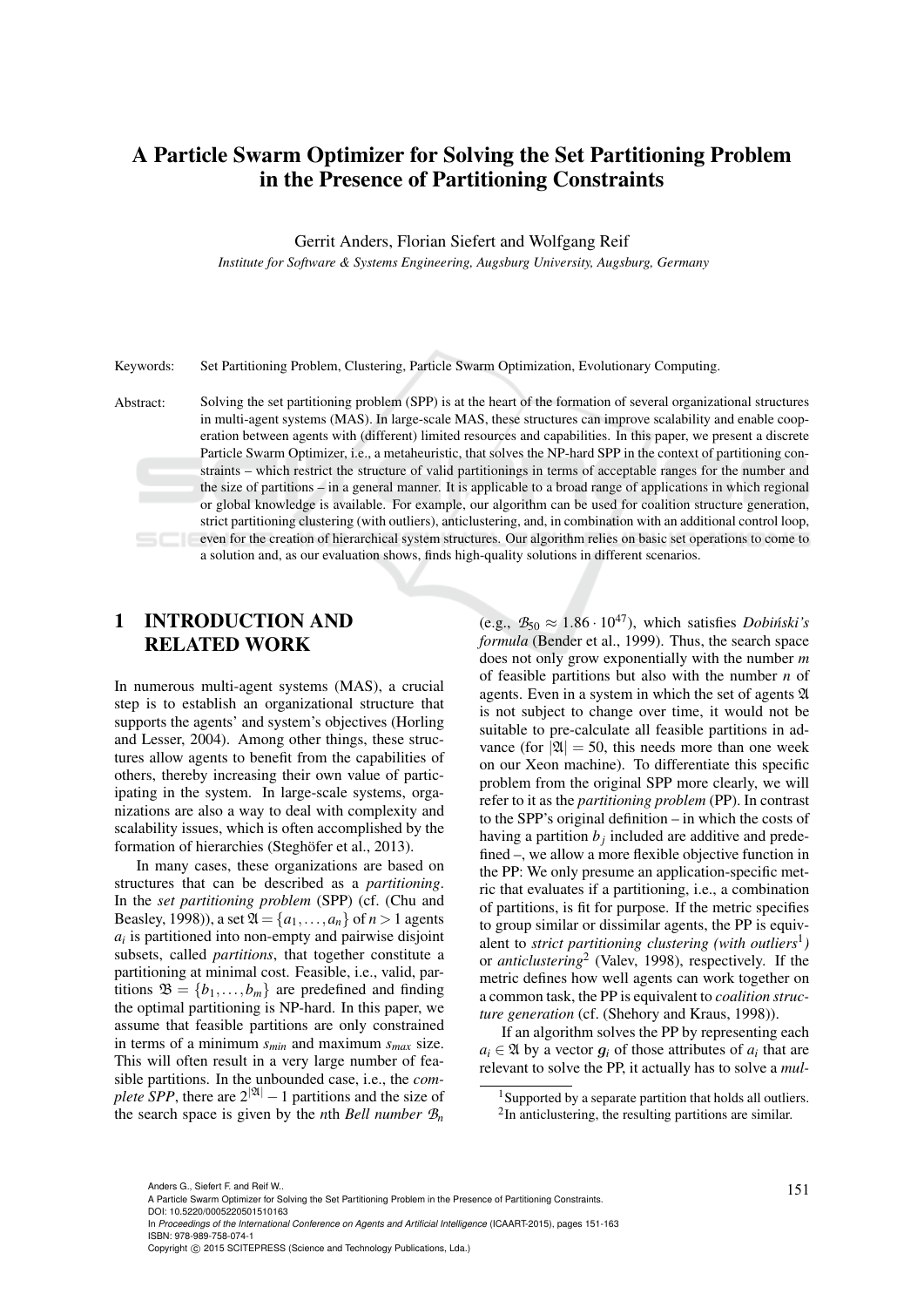# A Particle Swarm Optimizer for Solving the Set Partitioning Problem in the Presence of Partitioning Constraints

Gerrit Anders, Florian Siefert and Wolfgang Reif

*Institute for Software & Systems Engineering, Augsburg University, Augsburg, Germany*

Keywords: Set Partitioning Problem, Clustering, Particle Swarm Optimization, Evolutionary Computing.

Abstract: Solving the set partitioning problem (SPP) is at the heart of the formation of several organizational structures in multi-agent systems (MAS). In large-scale MAS, these structures can improve scalability and enable cooperation between agents with (different) limited resources and capabilities. In this paper, we present a discrete Particle Swarm Optimizer, i.e., a metaheuristic, that solves the NP-hard SPP in the context of partitioning constraints – which restrict the structure of valid partitionings in terms of acceptable ranges for the number and the size of partitions – in a general manner. It is applicable to a broad range of applications in which regional or global knowledge is available. For example, our algorithm can be used for coalition structure generation, strict partitioning clustering (with outliers), anticlustering, and, in combination with an additional control loop, even for the creation of hierarchical system structures. Our algorithm relies on basic set operations to come to a solution and, as our evaluation shows, finds high-quality solutions in different scenarios.

## 1 INTRODUCTION AND RELATED WORK

In numerous multi-agent systems (MAS), a crucial step is to establish an organizational structure that supports the agents' and system's objectives (Horling and Lesser, 2004). Among other things, these structures allow agents to benefit from the capabilities of others, thereby increasing their own value of participating in the system. In large-scale systems, organizations are also a way to deal with complexity and scalability issues, which is often accomplished by the formation of hierarchies (Steghöfer et al., 2013).

In many cases, these organizations are based on structures that can be described as a *partitioning*. In the *set partitioning problem* (SPP) (cf. (Chu and Beasley, 1998)), a set $\mathfrak{A} = \{a_1, \ldots, a_n\}$ of $n > 1$ agents $a_i$ is partitioned into non-empty and pairwise disjoint subsets, called *partitions*, that together constitute a partitioning at minimal cost. Feasible, i.e., valid, partitions $\mathfrak{B} = \{b_1, \ldots, b_m\}$ are predefined and finding the optimal partitioning is NP-hard. In this paper, we assume that feasible partitions are only constrained in terms of a minimum $s_{min}$ and maximum $s_{max}$ size. This will often result in a very large number of feasible partitions. In the unbounded case, i.e., the *complete SPP*, there are $2^{|\mathfrak{A}|} - 1$ partitions and the size of the search space is given by the $n$th *Bell number* $\mathcal{B}_n$ (e.g., $\mathcal{B}_{50} \approx 1.86 \cdot 10^{47}$), which satisfies *Dobiński's formula* (Bender et al., 1999). Thus, the search space does not only grow exponentially with the number $m$ of feasible partitions but also with the number $n$ of agents. Even in a system in which the set of agents $\mathfrak{A}$ is not subject to change over time, it would not be suitable to pre-calculate all feasible partitions in advance (for $|\mathfrak{A}| = 50$, this needs more than one week on our Xeon machine). To differentiate this specific problem from the original SPP more clearly, we will refer to it as the *partitioning problem* (PP). In contrast to the SPP's original definition – in which the costs of having a partition $b_j$ included are additive and predefined –, we allow a more flexible objective function in the PP: We only presume an application-specific metric that evaluates if a partitioning, i.e., a combination of partitions, is fit for purpose. If the metric specifies to group similar or dissimilar agents, the PP is equivalent to *strict partitioning clustering (with outliers*[1]*)* or *anticlustering*[2] (Valev, 1998), respectively. If the metric defines how well agents can work together on a common task, the PP is equivalent to *coalition structure generation* (cf. (Shehory and Kraus, 1998)).

If an algorithm solves the PP by representing each $a_i \in \mathfrak{A}$ by a vector $\boldsymbol{g}_i$ of those attributes of $a_i$ that are relevant to solve the PP, it actually has to solve a *mul-*

[1] Supported by a separate partition that holds all outliers.

[2] In anticlustering, the resulting partitions are similar.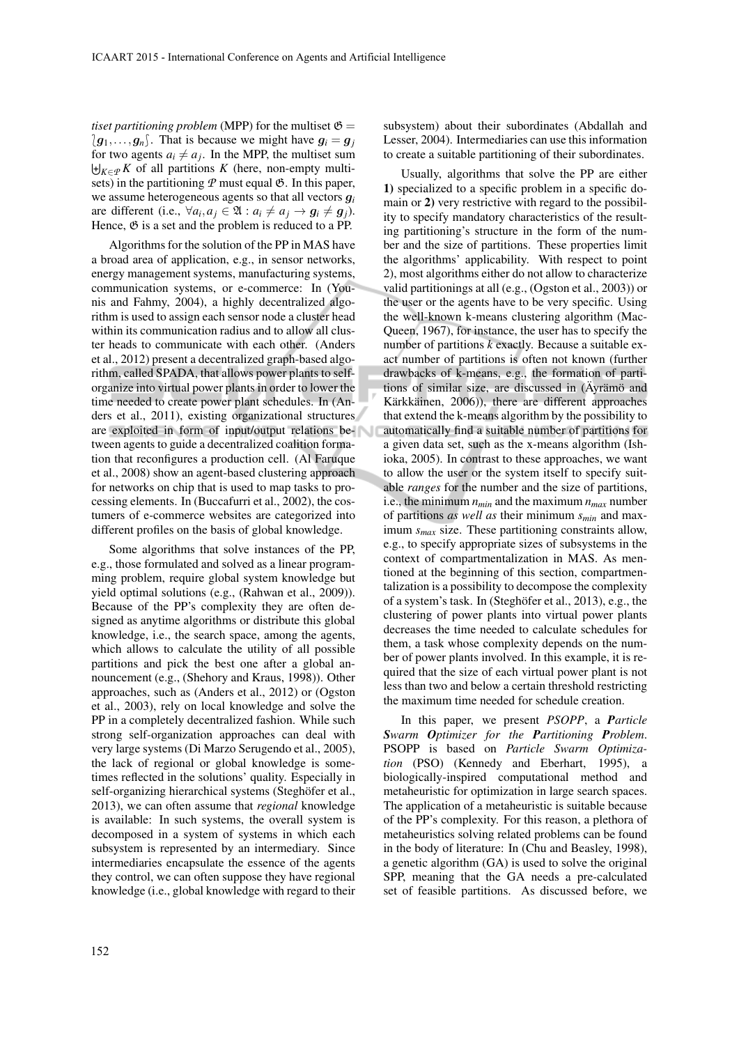*tiset partitioning problem* (MPP) for the multiset $\mathfrak{G} = \lbag \boldsymbol{g}_1, \ldots, \boldsymbol{g}_n \rbag$. That is because we might have $\boldsymbol{g}_i = \boldsymbol{g}_j$ for two agents $a_i \neq a_j$. In the MPP, the multiset sum $\biguplus_{K \in \mathcal{P}} K$ of all partitions $K$ (here, non-empty multisets) in the partitioning $\mathcal{P}$ must equal $\mathfrak{G}$. In this paper, we assume heterogeneous agents so that all vectors $\boldsymbol{g}_i$ are different (i.e., $\forall a_i, a_j \in \mathfrak{A} : a_i \neq a_j \rightarrow \boldsymbol{g}_i \neq \boldsymbol{g}_j$). Hence, $\mathfrak{G}$ is a set and the problem is reduced to a PP.

Algorithms for the solution of the PP in MAS have a broad area of application, e.g., in sensor networks, energy management systems, manufacturing systems, communication systems, or e-commerce: In (Younis and Fahmy, 2004), a highly decentralized algorithm is used to assign each sensor node a cluster head within its communication radius and to allow all cluster heads to communicate with each other. (Anders et al., 2012) present a decentralized graph-based algorithm, called SPADA, that allows power plants to self-organize into virtual power plants in order to lower the time needed to create power plant schedules. In (Anders et al., 2011), existing organizational structures are exploited in form of input/output relations between agents to guide a decentralized coalition formation that reconfigures a production cell. (Al Faruque et al., 2008) show an agent-based clustering approach for networks on chip that is used to map tasks to processing elements. In (Buccafurri et al., 2002), the costumers of e-commerce websites are categorized into different profiles on the basis of global knowledge.

Some algorithms that solve instances of the PP, e.g., those formulated and solved as a linear programming problem, require global system knowledge but yield optimal solutions (e.g., (Rahwan et al., 2009)). Because of the PP's complexity they are often designed as anytime algorithms or distribute this global knowledge, i.e., the search space, among the agents, which allows to calculate the utility of all possible partitions and pick the best one after a global announcement (e.g., (Shehory and Kraus, 1998)). Other approaches, such as (Anders et al., 2012) or (Ogston et al., 2003), rely on local knowledge and solve the PP in a completely decentralized fashion. While such strong self-organization approaches can deal with very large systems (Di Marzo Serugendo et al., 2005), the lack of regional or global knowledge is sometimes reflected in the solutions' quality. Especially in self-organizing hierarchical systems (Steghöfer et al., 2013), we can often assume that *regional* knowledge is available: In such systems, the overall system is decomposed in a system of systems in which each subsystem is represented by an intermediary. Since intermediaries encapsulate the essence of the agents they control, we can often suppose they have regional knowledge (i.e., global knowledge with regard to their subsystem) about their subordinates (Abdallah and Lesser, 2004). Intermediaries can use this information to create a suitable partitioning of their subordinates.

Usually, algorithms that solve the PP are either **1)** specialized to a specific problem in a specific domain or **2)** very restrictive with regard to the possibility to specify mandatory characteristics of the resulting partitioning's structure in the form of the number and the size of partitions. These properties limit the algorithms' applicability. With respect to point 2), most algorithms either do not allow to characterize valid partitionings at all (e.g., (Ogston et al., 2003)) or the user or the agents have to be very specific. Using the well-known k-means clustering algorithm (MacQueen, 1967), for instance, the user has to specify the number of partitions $k$ exactly. Because a suitable exact number of partitions is often not known (further drawbacks of k-means, e.g., the formation of partitions of similar size, are discussed in (Äyrämö and Kärkkäinen, 2006)), there are different approaches that extend the k-means algorithm by the possibility to automatically find a suitable number of partitions for a given data set, such as the x-means algorithm (Ishioka, 2005). In contrast to these approaches, we want to allow the user or the system itself to specify suitable *ranges* for the number and the size of partitions, i.e., the minimum $n_{min}$ and the maximum $n_{max}$ number of partitions *as well as* their minimum $s_{min}$ and maximum $s_{max}$ size. These partitioning constraints allow, e.g., to specify appropriate sizes of subsystems in the context of compartmentalization in MAS. As mentioned at the beginning of this section, compartmentalization is a possibility to decompose the complexity of a system's task. In (Steghöfer et al., 2013), e.g., the clustering of power plants into virtual power plants decreases the time needed to calculate schedules for them, a task whose complexity depends on the number of power plants involved. In this example, it is required that the size of each virtual power plant is not less than two and below a certain threshold restricting the maximum time needed for schedule creation.

In this paper, we present *PSOPP*, a ***P**article **S**warm **O**ptimizer for the **P**artitioning **P**roblem*. PSOPP is based on *Particle Swarm Optimization* (PSO) (Kennedy and Eberhart, 1995), a biologically-inspired computational method and metaheuristic for optimization in large search spaces. The application of a metaheuristic is suitable because of the PP's complexity. For this reason, a plethora of metaheuristics solving related problems can be found in the body of literature: In (Chu and Beasley, 1998), a genetic algorithm (GA) is used to solve the original SPP, meaning that the GA needs a pre-calculated set of feasible partitions. As discussed before, we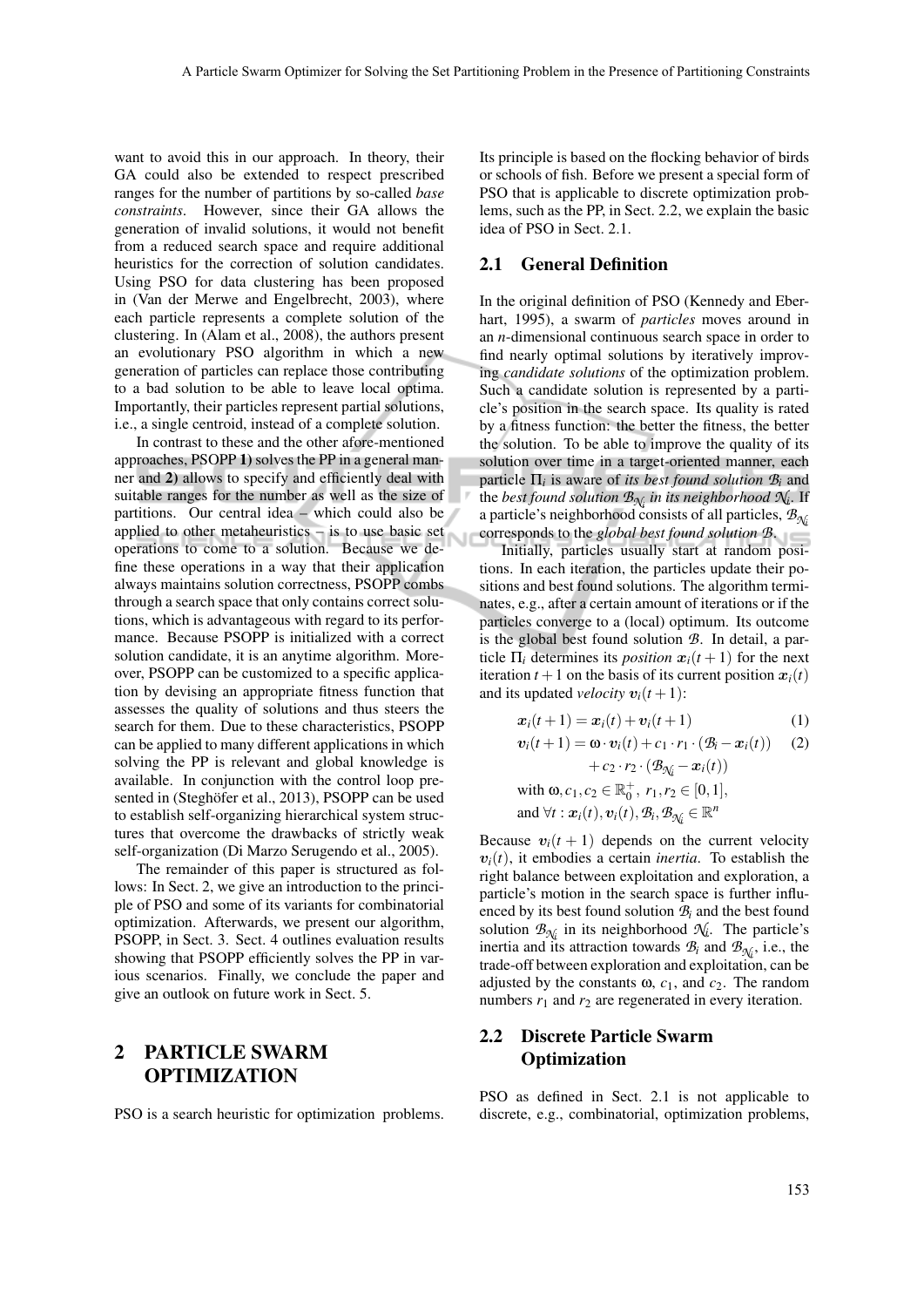want to avoid this in our approach. In theory, their GA could also be extended to respect prescribed ranges for the number of partitions by so-called *base constraints*. However, since their GA allows the generation of invalid solutions, it would not benefit from a reduced search space and require additional heuristics for the correction of solution candidates. Using PSO for data clustering has been proposed in (Van der Merwe and Engelbrecht, 2003), where each particle represents a complete solution of the clustering. In (Alam et al., 2008), the authors present an evolutionary PSO algorithm in which a new generation of particles can replace those contributing to a bad solution to be able to leave local optima. Importantly, their particles represent partial solutions, i.e., a single centroid, instead of a complete solution.

In contrast to these and the other afore-mentioned approaches, PSOPP **1)** solves the PP in a general manner and **2)** allows to specify and efficiently deal with suitable ranges for the number as well as the size of partitions. Our central idea – which could also be applied to other metaheuristics – is to use basic set operations to come to a solution. Because we define these operations in a way that their application always maintains solution correctness, PSOPP combs through a search space that only contains correct solutions, which is advantageous with regard to its performance. Because PSOPP is initialized with a correct solution candidate, it is an anytime algorithm. Moreover, PSOPP can be customized to a specific application by devising an appropriate fitness function that assesses the quality of solutions and thus steers the search for them. Due to these characteristics, PSOPP can be applied to many different applications in which solving the PP is relevant and global knowledge is available. In conjunction with the control loop presented in (Steghöfer et al., 2013), PSOPP can be used to establish self-organizing hierarchical system structures that overcome the drawbacks of strictly weak self-organization (Di Marzo Serugendo et al., 2005).

The remainder of this paper is structured as follows: In Sect. 2, we give an introduction to the principle of PSO and some of its variants for combinatorial optimization. Afterwards, we present our algorithm, PSOPP, in Sect. 3. Sect. 4 outlines evaluation results showing that PSOPP efficiently solves the PP in various scenarios. Finally, we conclude the paper and give an outlook on future work in Sect. 5.

# 2 PARTICLE SWARM OPTIMIZATION

PSO is a search heuristic for optimization problems. Its principle is based on the flocking behavior of birds or schools of fish. Before we present a special form of PSO that is applicable to discrete optimization problems, such as the PP, in Sect. 2.2, we explain the basic idea of PSO in Sect. 2.1.

## 2.1 General Definition

In the original definition of PSO (Kennedy and Eberhart, 1995), a swarm of *particles* moves around in an $n$-dimensional continuous search space in order to find nearly optimal solutions by iteratively improving *candidate solutions* of the optimization problem. Such a candidate solution is represented by a particle's position in the search space. Its quality is rated by a fitness function: the better the fitness, the better the solution. To be able to improve the quality of its solution over time in a target-oriented manner, each particle $\Pi_i$ is aware of *its best found solution* $\mathcal{B}_i$ and the *best found solution* $\mathcal{B}_{\mathcal{N}_i}$ *in its neighborhood* $\mathcal{N}_i$. If a particle's neighborhood consists of all particles, $\mathcal{B}_{\mathcal{N}_i}$ corresponds to the *global best found solution* $\mathcal{B}$.

Initially, particles usually start at random positions. In each iteration, the particles update their positions and best found solutions. The algorithm terminates, e.g., after a certain amount of iterations or if the particles converge to a (local) optimum. Its outcome is the global best found solution $\mathcal{B}$. In detail, a particle $\Pi_i$ determines its *position* $\boldsymbol{x}_i(t+1)$ for the next iteration $t+1$ on the basis of its current position $\boldsymbol{x}_i(t)$ and its updated *velocity* $\boldsymbol{v}_i(t+1)$:

$$\boldsymbol{x}_i(t+1) = \boldsymbol{x}_i(t) + \boldsymbol{v}_i(t+1) \tag{1}$$

$$\begin{aligned}\boldsymbol{v}_i(t+1) = \omega \cdot \boldsymbol{v}_i(t) + c_1 \cdot r_1 \cdot (\mathcal{B}_i - \boldsymbol{x}_i(t)) \\ + c_2 \cdot r_2 \cdot (\mathcal{B}_{\mathcal{N}_i} - \boldsymbol{x}_i(t))\end{aligned} \tag{2}$$

$$\text{with } \omega, c_1, c_2 \in \mathbb{R}_0^+,\ r_1, r_2 \in [0,1], \text{ and } \forall t : \boldsymbol{x}_i(t), \boldsymbol{v}_i(t), \mathcal{B}_i, \mathcal{B}_{\mathcal{N}_i} \in \mathbb{R}^n$$

Because $\boldsymbol{v}_i(t+1)$ depends on the current velocity $\boldsymbol{v}_i(t)$, it embodies a certain *inertia*. To establish the right balance between exploitation and exploration, a particle's motion in the search space is further influenced by its best found solution $\mathcal{B}_i$ and the best found solution $\mathcal{B}_{\mathcal{N}_i}$ in its neighborhood $\mathcal{N}_i$. The particle's inertia and its attraction towards $\mathcal{B}_i$ and $\mathcal{B}_{\mathcal{N}_i}$, i.e., the trade-off between exploration and exploitation, can be adjusted by the constants $\omega$, $c_1$, and $c_2$. The random numbers $r_1$ and $r_2$ are regenerated in every iteration.

## 2.2 Discrete Particle Swarm Optimization

PSO as defined in Sect. 2.1 is not applicable to discrete, e.g., combinatorial, optimization problems,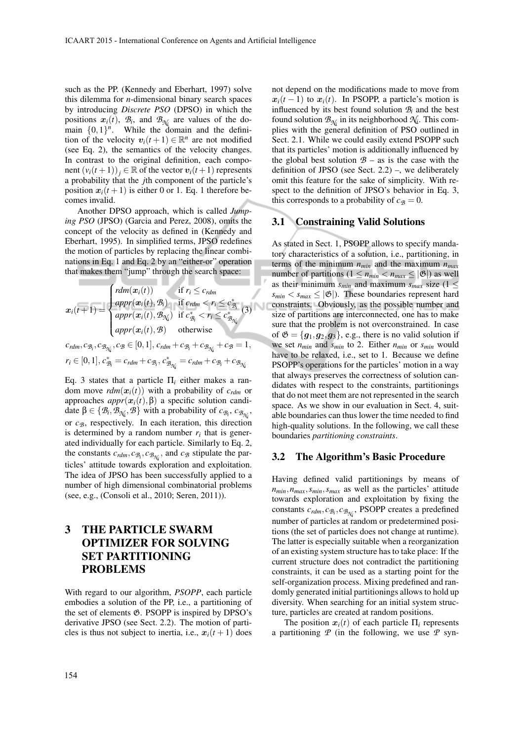such as the PP. (Kennedy and Eberhart, 1997) solve this dilemma for $n$-dimensional binary search spaces by introducing *Discrete PSO* (DPSO) in which the positions $\boldsymbol{x}_i(t)$, $\mathcal{B}_i$, and $\mathcal{B}_{\mathcal{N}_i}$ are values of the domain $\{0,1\}^n$. While the domain and the definition of the velocity $\boldsymbol{v}_i(t+1) \in \mathbb{R}^n$ are not modified (see Eq. 2), the semantics of the velocity changes. In contrast to the original definition, each component $(v_i(t+1))_j \in \mathbb{R}$ of the vector $\boldsymbol{v}_i(t+1)$ represents a probability that the $j$th component of the particle's position $\boldsymbol{x}_i(t+1)$ is either 0 or 1. Eq. 1 therefore becomes invalid.

Another DPSO approach, which is called *Jumping PSO* (JPSO) (Garcia and Perez, 2008), omits the concept of the velocity as defined in (Kennedy and Eberhart, 1995). In simplified terms, JPSO redefines the motion of particles by replacing the linear combinations in Eq. 1 and Eq. 2 by an "either-or" operation that makes them "jump" through the search space:

$$\boldsymbol{x}_i(t+1) = \begin{cases} rdm(\boldsymbol{x}_i(t)) & \text{if } r_i \leq c_{rdm} \\ appr(\boldsymbol{x}_i(t), \mathcal{B}_i) & \text{if } c_{rdm} < r_i \leq c^*_{\mathcal{B}_i} \\ appr(\boldsymbol{x}_i(t), \mathcal{B}_{\mathcal{N}_i}) & \text{if } c^*_{\mathcal{B}_i} < r_i \leq c^*_{\mathcal{B}_{\mathcal{N}_i}} \\ appr(\boldsymbol{x}_i(t), \mathcal{B}) & \text{otherwise} \end{cases} \quad (3)$$

$$c_{rdm}, c_{\mathcal{B}_i}, c_{\mathcal{B}_{\mathcal{N}_i}}, c_{\mathcal{B}} \in [0,1],\ c_{rdm} + c_{\mathcal{B}_i} + c_{\mathcal{B}_{\mathcal{N}_i}} + c_{\mathcal{B}} = 1,$$
$$r_i \in [0,1],\ c^*_{\mathcal{B}_i} = c_{rdm} + c_{\mathcal{B}_i},\ c^*_{\mathcal{B}_{\mathcal{N}_i}} = c_{rdm} + c_{\mathcal{B}_i} + c_{\mathcal{B}_{\mathcal{N}_i}}$$

Eq. 3 states that a particle $\Pi_i$ either makes a random move $rdm(\boldsymbol{x}_i(t))$ with a probability of $c_{rdm}$ or approaches $appr(\boldsymbol{x}_i(t), \beta)$ a specific solution candidate $\beta \in \{\mathcal{B}_i, \mathcal{B}_{\mathcal{N}_i}, \mathcal{B}\}$ with a probability of $c_{\mathcal{B}_i}$, $c_{\mathcal{B}_{\mathcal{N}_i}}$, or $c_{\mathcal{B}}$, respectively. In each iteration, this direction is determined by a random number $r_i$ that is generated individually for each particle. Similarly to Eq. 2, the constants $c_{rdm}, c_{\mathcal{B}_i}, c_{\mathcal{B}_{\mathcal{N}_i}}$, and $c_{\mathcal{B}}$ stipulate the particles' attitude towards exploration and exploitation. The idea of JPSO has been successfully applied to a number of high dimensional combinatorial problems (see, e.g., (Consoli et al., 2010; Seren, 2011)).

# 3 THE PARTICLE SWARM OPTIMIZER FOR SOLVING SET PARTITIONING PROBLEMS

With regard to our algorithm, *PSOPP*, each particle embodies a solution of the PP, i.e., a partitioning of the set of elements $\mathfrak{G}$. PSOPP is inspired by DPSO's derivative JPSO (see Sect. 2.2). The motion of particles is thus not subject to inertia, i.e., $\boldsymbol{x}_i(t+1)$ does not depend on the modifications made to move from $\boldsymbol{x}_i(t-1)$ to $\boldsymbol{x}_i(t)$. In PSOPP, a particle's motion is influenced by its best found solution $\mathcal{B}_i$ and the best found solution $\mathcal{B}_{\mathcal{N}_i}$ in its neighborhood $\mathcal{N}_i$. This complies with the general definition of PSO outlined in Sect. 2.1. While we could easily extend PSOPP such that its particles' motion is additionally influenced by the global best solution $\mathcal{B}$ – as is the case with the definition of JPSO (see Sect. 2.2) –, we deliberately omit this feature for the sake of simplicity. With respect to the definition of JPSO's behavior in Eq. 3, this corresponds to a probability of $c_{\mathcal{B}} = 0$.

## 3.1 Constraining Valid Solutions

As stated in Sect. 1, PSOPP allows to specify mandatory characteristics of a solution, i.e., partitioning, in terms of the minimum $n_{min}$ and the maximum $n_{max}$ number of partitions ($1 \leq n_{min} < n_{max} \leq |\mathfrak{G}|$) as well as their minimum $s_{min}$ and maximum $s_{max}$ size ($1 \leq s_{min} < s_{max} \leq |\mathfrak{G}|$). These boundaries represent hard constraints. Obviously, as the possible number and size of partitions are interconnected, one has to make sure that the problem is not overconstrained. In case of $\mathfrak{G} = \{\boldsymbol{g}_1, \boldsymbol{g}_2, \boldsymbol{g}_3\}$, e.g., there is no valid solution if we set $n_{min}$ and $s_{min}$ to 2. Either $n_{min}$ or $s_{min}$ would have to be relaxed, i.e., set to 1. Because we define PSOPP's operations for the particles' motion in a way that always preserves the correctness of solution candidates with respect to the constraints, partitionings that do not meet them are not represented in the search space. As we show in our evaluation in Sect. 4, suitable boundaries can thus lower the time needed to find high-quality solutions. In the following, we call these boundaries *partitioning constraints*.

## 3.2 The Algorithm's Basic Procedure

Having defined valid partitionings by means of $n_{min}, n_{max}, s_{min}, s_{max}$ as well as the particles' attitude towards exploration and exploitation by fixing the constants $c_{rdm}, c_{\mathcal{B}_i}, c_{\mathcal{B}_{\mathcal{N}_i}}$, PSOPP creates a predefined number of particles at random or predetermined positions (the set of particles does not change at runtime). The latter is especially suitable when a reorganization of an existing system structure has to take place: If the current structure does not contradict the partitioning constraints, it can be used as a starting point for the self-organization process. Mixing predefined and randomly generated initial partitionings allows to hold up diversity. When searching for an initial system structure, particles are created at random positions.

The position $\boldsymbol{x}_i(t)$ of each particle $\Pi_i$ represents a partitioning $\mathcal{P}$ (in the following, we use $\mathcal{P}$ syn-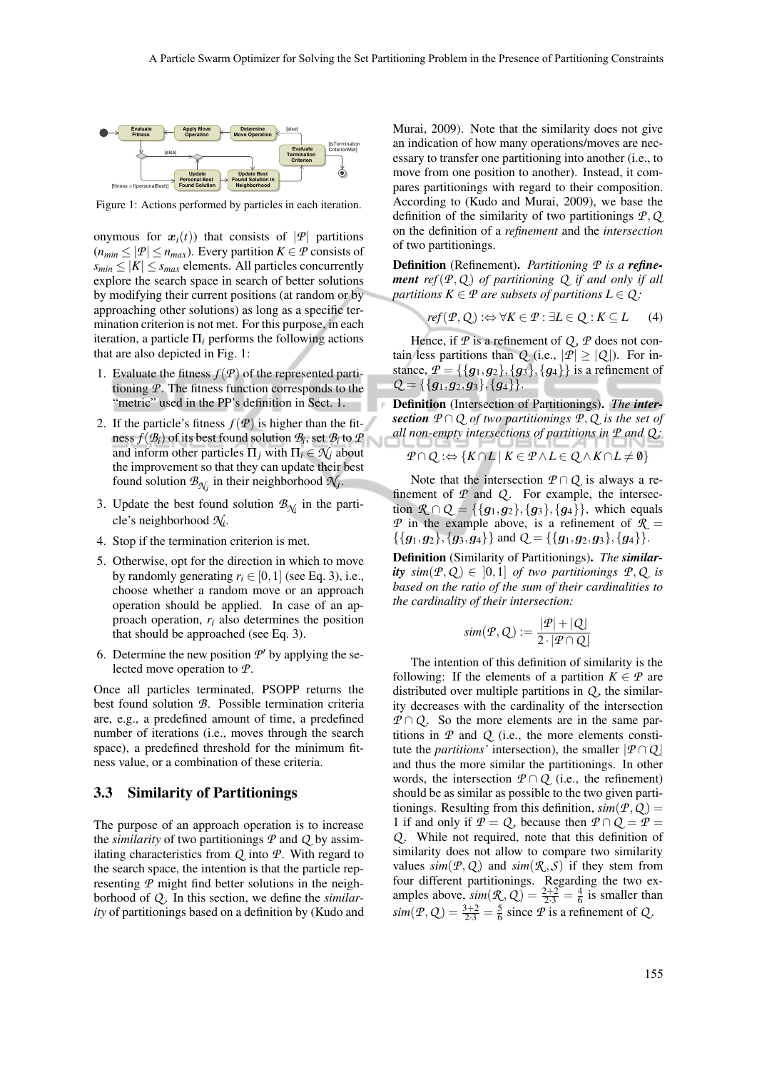Figure 1: Actions performed by particles in each iteration.

onymous for $\boldsymbol{x}_i(t)$) that consists of $|\mathcal{P}|$ partitions ($n_{min} \leq |\mathcal{P}| \leq n_{max}$). Every partition $K \in \mathcal{P}$ consists of $s_{min} \leq |K| \leq s_{max}$ elements. All particles concurrently explore the search space in search of better solutions by modifying their current positions (at random or by approaching other solutions) as long as a specific termination criterion is not met. For this purpose, in each iteration, a particle $\Pi_i$ performs the following actions that are also depicted in Fig. 1:

1. Evaluate the fitness $f(\mathcal{P})$ of the represented partitioning $\mathcal{P}$. The fitness function corresponds to the "metric" used in the PP's definition in Sect. 1.
2. If the particle's fitness $f(\mathcal{P})$ is higher than the fitness $f(\mathcal{B}_i)$ of its best found solution $\mathcal{B}_i$, set $\mathcal{B}_i$ to $\mathcal{P}$ and inform other particles $\Pi_j$ with $\Pi_i \in \mathcal{N}_j$ about the improvement so that they can update their best found solution $\mathcal{B}_{\mathcal{N}_j}$ in their neighborhood $\mathcal{N}_j$.
3. Update the best found solution $\mathcal{B}_{\mathcal{N}_i}$ in the particle's neighborhood $\mathcal{N}_i$.
4. Stop if the termination criterion is met.
5. Otherwise, opt for the direction in which to move by randomly generating $r_i \in [0,1]$ (see Eq. 3), i.e., choose whether a random move or an approach operation should be applied. In case of an approach operation, $r_i$ also determines the position that should be approached (see Eq. 3).
6. Determine the new position $\mathcal{P}'$ by applying the selected move operation to $\mathcal{P}$.

Once all particles terminated, PSOPP returns the best found solution $\mathcal{B}$. Possible termination criteria are, e.g., a predefined amount of time, a predefined number of iterations (i.e., moves through the search space), a predefined threshold for the minimum fitness value, or a combination of these criteria.

### 3.3 Similarity of Partitionings

The purpose of an approach operation is to increase the *similarity* of two partitionings $\mathcal{P}$ and $\mathcal{Q}$ by assimilating characteristics from $\mathcal{Q}$ into $\mathcal{P}$. With regard to the search space, the intention is that the particle representing $\mathcal{P}$ might find better solutions in the neighborhood of $\mathcal{Q}$. In this section, we define the *similarity* of partitionings based on a definition by (Kudo and Murai, 2009). Note that the similarity does not give an indication of how many operations/moves are necessary to transfer one partitioning into another (i.e., to move from one position to another). Instead, it compares partitionings with regard to their composition. According to (Kudo and Murai, 2009), we base the definition of the similarity of two partitionings $\mathcal{P}, \mathcal{Q}$ on the definition of a *refinement* and the *intersection* of two partitionings.

**Definition** (Refinement). *Partitioning $\mathcal{P}$ is a* ***refinement*** *$ref(\mathcal{P},\mathcal{Q})$ of partitioning $\mathcal{Q}$ if and only if all partitions $K \in \mathcal{P}$ are subsets of partitions $L \in \mathcal{Q}$:*

$$ref(\mathcal{P},\mathcal{Q}) :\Leftrightarrow \forall K \in \mathcal{P} : \exists L \in \mathcal{Q} : K \subseteq L \qquad (4)$$

Hence, if $\mathcal{P}$ is a refinement of $\mathcal{Q}$, $\mathcal{P}$ does not contain less partitions than $\mathcal{Q}$ (i.e., $|\mathcal{P}| \geq |\mathcal{Q}|$). For instance, $\mathcal{P} = \{\{g_1, g_2\}, \{g_3\}, \{g_4\}\}$ is a refinement of $\mathcal{Q} = \{\{g_1, g_2, g_3\}, \{g_4\}\}$.

**Definition** (Intersection of Partitionings). *The* ***intersection*** *$\mathcal{P} \cap \mathcal{Q}$ of two partitionings $\mathcal{P}, \mathcal{Q}$ is the set of all non-empty intersections of partitions in $\mathcal{P}$ and $\mathcal{Q}$:*

$$\mathcal{P} \cap \mathcal{Q} :\Leftrightarrow \{K \cap L \mid K \in \mathcal{P} \wedge L \in \mathcal{Q} \wedge K \cap L \neq \emptyset\}$$

Note that the intersection $\mathcal{P} \cap \mathcal{Q}$ is always a refinement of $\mathcal{P}$ and $\mathcal{Q}$. For example, the intersection $\mathcal{R} \cap \mathcal{Q} = \{\{g_1, g_2\}, \{g_3\}, \{g_4\}\}$, which equals $\mathcal{P}$ in the example above, is a refinement of $\mathcal{R} = \{\{g_1, g_2\}, \{g_3, g_4\}\}$ and $\mathcal{Q} = \{\{g_1, g_2, g_3\}, \{g_4\}\}$.

**Definition** (Similarity of Partitionings). *The* ***similarity*** *$sim(\mathcal{P},\mathcal{Q}) \in \,]0,1]$ of two partitionings $\mathcal{P}, \mathcal{Q}$ is based on the ratio of the sum of their cardinalities to the cardinality of their intersection:*

$$sim(\mathcal{P},\mathcal{Q}) := \frac{|\mathcal{P}| + |\mathcal{Q}|}{2 \cdot |\mathcal{P} \cap \mathcal{Q}|}$$

The intention of this definition of similarity is the following: If the elements of a partition $K \in \mathcal{P}$ are distributed over multiple partitions in $\mathcal{Q}$, the similarity decreases with the cardinality of the intersection $\mathcal{P} \cap \mathcal{Q}$. So the more elements are in the same partitions in $\mathcal{P}$ and $\mathcal{Q}$ (i.e., the more elements constitute the *partitions'* intersection), the smaller $|\mathcal{P} \cap \mathcal{Q}|$ and thus the more similar the partitionings. In other words, the intersection $\mathcal{P} \cap \mathcal{Q}$ (i.e., the refinement) should be as similar as possible to the two given partitionings. Resulting from this definition, $sim(\mathcal{P},\mathcal{Q}) = 1$ if and only if $\mathcal{P} = \mathcal{Q}$, because then $\mathcal{P} \cap \mathcal{Q} = \mathcal{P} = \mathcal{Q}$. While not required, note that this definition of similarity does not allow to compare two similarity values $sim(\mathcal{P},\mathcal{Q})$ and $sim(\mathcal{R},\mathcal{S})$ if they stem from four different partitionings. Regarding the two examples above, $sim(\mathcal{R},\mathcal{Q}) = \frac{2+2}{2 \cdot 3} = \frac{4}{6}$ is smaller than $sim(\mathcal{P},\mathcal{Q}) = \frac{3+2}{2 \cdot 3} = \frac{5}{6}$ since $\mathcal{P}$ is a refinement of $\mathcal{Q}$.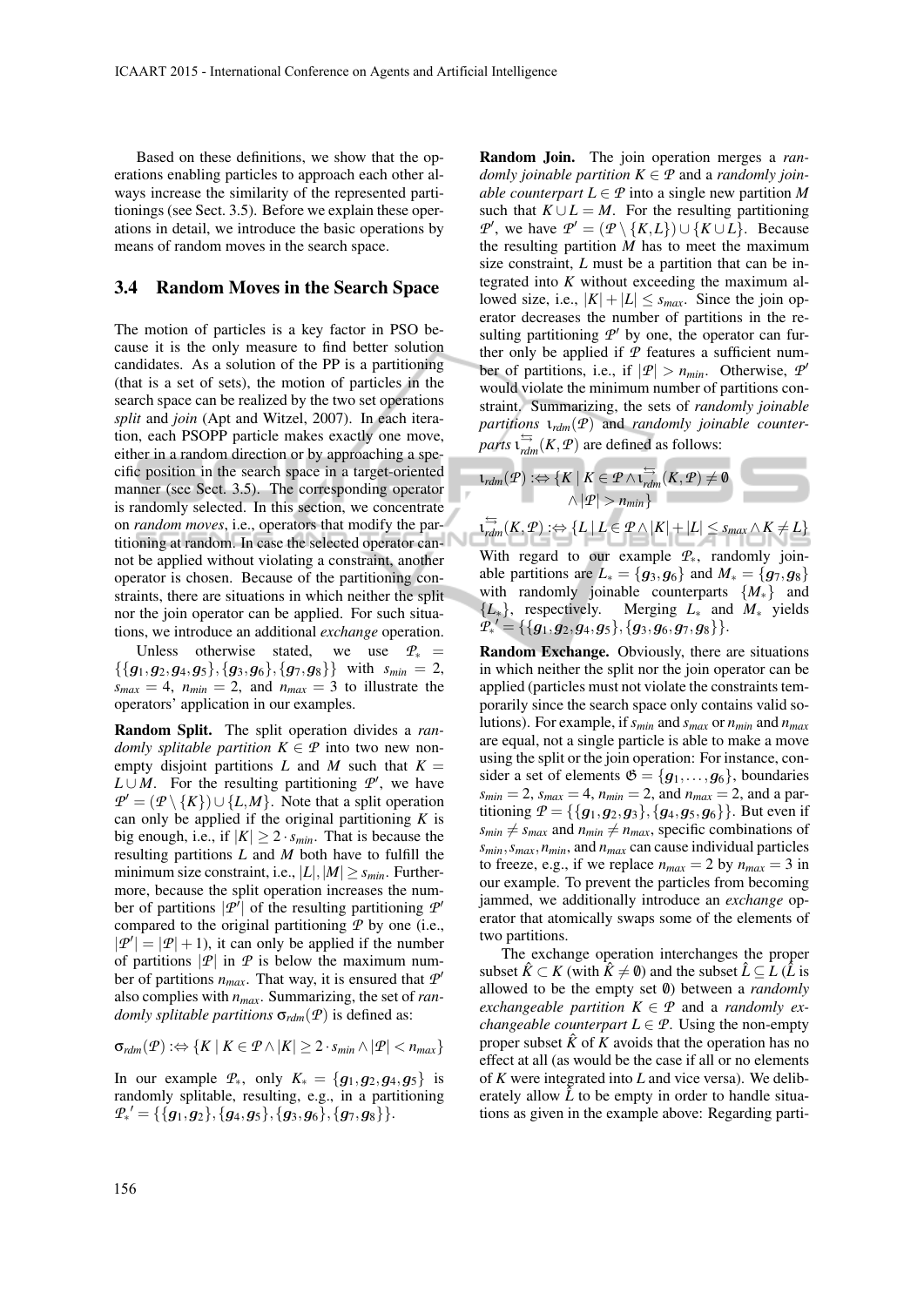Based on these definitions, we show that the operations enabling particles to approach each other always increase the similarity of the represented partitionings (see Sect. 3.5). Before we explain these operations in detail, we introduce the basic operations by means of random moves in the search space.

### 3.4 Random Moves in the Search Space

The motion of particles is a key factor in PSO because it is the only measure to find better solution candidates. As a solution of the PP is a partitioning (that is a set of sets), the motion of particles in the search space can be realized by the two set operations *split* and *join* (Apt and Witzel, 2007). In each iteration, each PSOPP particle makes exactly one move, either in a random direction or by approaching a specific position in the search space in a target-oriented manner (see Sect. 3.5). The corresponding operator is randomly selected. In this section, we concentrate on *random moves*, i.e., operators that modify the partitioning at random. In case the selected operator cannot be applied without violating a constraint, another operator is chosen. Because of the partitioning constraints, there are situations in which neither the split nor the join operator can be applied. For such situations, we introduce an additional *exchange* operation.

Unless otherwise stated, we use $\mathcal{P}_* = \{\{g_1, g_2, g_4, g_5\}, \{g_3, g_6\}, \{g_7, g_8\}\}$ with $s_{min} = 2$, $s_{max} = 4$, $n_{min} = 2$, and $n_{max} = 3$ to illustrate the operators' application in our examples.

**Random Split.** The split operation divides a *randomly splitable partition* $K \in \mathcal{P}$ into two new non-empty disjoint partitions $L$ and $M$ such that $K = L \cup M$. For the resulting partitioning $\mathcal{P}'$, we have $\mathcal{P}' = (\mathcal{P} \setminus \{K\}) \cup \{L, M\}$. Note that a split operation can only be applied if the original partitioning $K$ is big enough, i.e., if $|K| \geq 2 \cdot s_{min}$. That is because the resulting partitions $L$ and $M$ both have to fulfill the minimum size constraint, i.e., $|L|, |M| \geq s_{min}$. Furthermore, because the split operation increases the number of partitions $|\mathcal{P}'|$ of the resulting partitioning $\mathcal{P}'$ compared to the original partitioning $\mathcal{P}$ by one (i.e., $|\mathcal{P}'| = |\mathcal{P}| + 1$), it can only be applied if the number of partitions $|\mathcal{P}|$ in $\mathcal{P}$ is below the maximum number of partitions $n_{max}$. That way, it is ensured that $\mathcal{P}'$ also complies with $n_{max}$. Summarizing, the set of *randomly splitable partitions* $\sigma_{rdm}(\mathcal{P})$ is defined as:

$$\sigma_{rdm}(\mathcal{P}) :\Leftrightarrow \{K \mid K \in \mathcal{P} \wedge |K| \geq 2 \cdot s_{min} \wedge |\mathcal{P}| < n_{max}\}$$

In our example $\mathcal{P}_*$, only $K_* = \{g_1, g_2, g_4, g_5\}$ is randomly splitable, resulting, e.g., in a partitioning $\mathcal{P}_*' = \{\{g_1, g_2\}, \{g_4, g_5\}, \{g_3, g_6\}, \{g_7, g_8\}\}$.

**Random Join.** The join operation merges a *randomly joinable partition* $K \in \mathcal{P}$ and a *randomly joinable counterpart* $L \in \mathcal{P}$ into a single new partition $M$ such that $K \cup L = M$. For the resulting partitioning $\mathcal{P}'$, we have $\mathcal{P}' = (\mathcal{P} \setminus \{K, L\}) \cup \{K \cup L\}$. Because the resulting partition $M$ has to meet the maximum size constraint, $L$ must be a partition that can be integrated into $K$ without exceeding the maximum allowed size, i.e., $|K| + |L| \leq s_{max}$. Since the join operator decreases the number of partitions in the resulting partitioning $\mathcal{P}'$ by one, the operator can further only be applied if $\mathcal{P}$ features a sufficient number of partitions, i.e., if $|\mathcal{P}| > n_{min}$. Otherwise, $\mathcal{P}'$ would violate the minimum number of partitions constraint. Summarizing, the sets of *randomly joinable partitions* $\iota_{rdm}(\mathcal{P})$ and *randomly joinable counterparts* $\overset{\leftrightarrows}{\iota}_{rdm}(K, \mathcal{P})$ are defined as follows:

$$\iota_{rdm}(\mathcal{P}) :\Leftrightarrow \{K \mid K \in \mathcal{P} \wedge \overset{\leftrightarrows}{\iota}_{rdm}(K, \mathcal{P}) \neq \emptyset \wedge |\mathcal{P}| > n_{min}\}$$

$$\overset{\leftrightarrows}{\iota}_{rdm}(K, \mathcal{P}) :\Leftrightarrow \{L \mid L \in \mathcal{P} \wedge |K| + |L| \leq s_{max} \wedge K \neq L\}$$

With regard to our example $\mathcal{P}_*$, randomly joinable partitions are $L_* = \{g_3, g_6\}$ and $M_* = \{g_7, g_8\}$ with randomly joinable counterparts $\{M_*\}$ and $\{L_*\}$, respectively. Merging $L_*$ and $M_*$ yields $\mathcal{P}_*' = \{\{g_1, g_2, g_4, g_5\}, \{g_3, g_6, g_7, g_8\}\}$.

**Random Exchange.** Obviously, there are situations in which neither the split nor the join operator can be applied (particles must not violate the constraints temporarily since the search space only contains valid solutions). For example, if $s_{min}$ and $s_{max}$ or $n_{min}$ and $n_{max}$ are equal, not a single particle is able to make a move using the split or the join operation: For instance, consider a set of elements $\mathfrak{G} = \{g_1, \ldots, g_6\}$, boundaries $s_{min} = 2$, $s_{max} = 4$, $n_{min} = 2$, and $n_{max} = 2$, and a partitioning $\mathcal{P} = \{\{g_1, g_2, g_3\}, \{g_4, g_5, g_6\}\}$. But even if $s_{min} \neq s_{max}$ and $n_{min} \neq n_{max}$, specific combinations of $s_{min}, s_{max}, n_{min}$, and $n_{max}$ can cause individual particles to freeze, e.g., if we replace $n_{max} = 2$ by $n_{max} = 3$ in our example. To prevent the particles from becoming jammed, we additionally introduce an *exchange* operator that atomically swaps some of the elements of two partitions.

The exchange operation interchanges the proper subset $\hat{K} \subset K$ (with $\hat{K} \neq \emptyset$) and the subset $\hat{L} \subseteq L$ ($\hat{L}$ is allowed to be the empty set $\emptyset$) between a *randomly exchangeable partition* $K \in \mathcal{P}$ and a *randomly exchangeable counterpart* $L \in \mathcal{P}$. Using the non-empty proper subset $\hat{K}$ of $K$ avoids that the operation has no effect at all (as would be the case if all or no elements of $K$ were integrated into $L$ and vice versa). We deliberately allow $\hat{L}$ to be empty in order to handle situations as given in the example above: Regarding parti-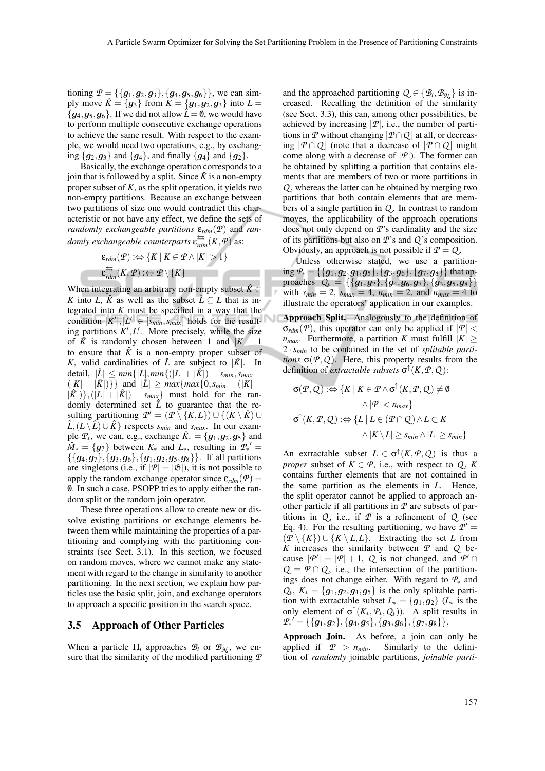tioning $\mathcal{P} = \{\{g_1, g_2, g_3\}, \{g_4, g_5, g_6\}\}$, we can simply move $\hat{K} = \{g_3\}$ from $K = \{g_1, g_2, g_3\}$ into $L = \{g_4, g_5, g_6\}$. If we did not allow $\hat{L} = \emptyset$, we would have to perform multiple consecutive exchange operations to achieve the same result. With respect to the example, we would need two operations, e.g., by exchanging $\{g_2, g_3\}$ and $\{g_4\}$, and finally $\{g_4\}$ and $\{g_2\}$.

Basically, the exchange operation corresponds to a join that is followed by a split. Since $\hat{K}$ is a non-empty proper subset of $K$, as the split operation, it yields two non-empty partitions. Because an exchange between two partitions of size one would contradict this characteristic or not have any effect, we define the sets of *randomly exchangeable partitions* $\varepsilon_{rdm}(\mathcal{P})$ and *randomly exchangeable counterparts* $\overleftrightarrow{\varepsilon}_{rdm}(K, \mathcal{P})$ as:

$$\varepsilon_{rdm}(\mathcal{P}) :\Leftrightarrow \{K \mid K \in \mathcal{P} \wedge |K| > 1\}$$

$$\overleftrightarrow{\varepsilon}_{rdm}(K, \mathcal{P}) :\Leftrightarrow \mathcal{P} \setminus \{K\}$$

When integrating an arbitrary non-empty subset $\hat{K} \subset K$ into $L$, $\hat{K}$ as well as the subset $\hat{L} \subseteq L$ that is integrated into $K$ must be specified in a way that the condition $|K'|, |L'| \in [s_{min}, s_{max}]$ holds for the resulting partitions $K', L'$. More precisely, while the size of $\hat{K}$ is randomly chosen between 1 and $|K| - 1$ to ensure that $\hat{K}$ is a non-empty proper subset of $K$, valid cardinalities of $\hat{L}$ are subject to $|\hat{K}|$. In detail, $|\hat{L}| \leq min\{|L|, min\{(|L| + |\hat{K}|) - s_{min}, s_{max} - (|K| - |\hat{K}|)\}\}$ and $|\hat{L}| \geq max\{max\{0, s_{min} - (|K| - |\hat{K}|)\}, (|L| + |\hat{K}|) - s_{max}\}$ must hold for the randomly determined set $\hat{L}$ to guarantee that the resulting partitioning $\mathcal{P}' = (\mathcal{P} \setminus \{K, L\}) \cup \{(K \setminus \hat{K}) \cup \hat{L}, (L \setminus \hat{L}) \cup \hat{K}\}$ respects $s_{min}$ and $s_{max}$. In our example $\mathcal{P}_*$, we can, e.g., exchange $\hat{K}_* = \{g_1, g_2, g_5\}$ and $\hat{M}_* = \{g_7\}$ between $K_*$ and $L_*$, resulting in $\mathcal{P}_*' = \{\{g_4, g_7\}, \{g_3, g_6\}, \{g_1, g_2, g_5, g_8\}\}$. If all partitions are singletons (i.e., if $|\mathcal{P}| = |\mathfrak{G}|$), it is not possible to apply the random exchange operator since $\varepsilon_{rdm}(\mathcal{P}) = \emptyset$. In such a case, PSOPP tries to apply either the random split or the random join operator.

These three operations allow to create new or dissolve existing partitions or exchange elements between them while maintaining the properties of a partitioning and complying with the partitioning constraints (see Sect. 3.1). In this section, we focused on random moves, where we cannot make any statement with regard to the change in similarity to another partitioning. In the next section, we explain how particles use the basic split, join, and exchange operators to approach a specific position in the search space.

## 3.5 Approach of Other Particles

When a particle $\Pi_i$ approaches $\mathcal{B}_i$ or $\mathcal{B}_{\mathcal{N}_i}$, we ensure that the similarity of the modified partitioning $\mathcal{P}$ and the approached partitioning $\mathcal{Q} \in \{\mathcal{B}_i, \mathcal{B}_{\mathcal{N}_i}\}$ is increased. Recalling the definition of the similarity (see Sect. 3.3), this can, among other possibilities, be achieved by increasing $|\mathcal{P}|$, i.e., the number of partitions in $\mathcal{P}$ without changing $|\mathcal{P} \cap \mathcal{Q}|$ at all, or decreasing $|\mathcal{P} \cap \mathcal{Q}|$ (note that a decrease of $|\mathcal{P} \cap \mathcal{Q}|$ might come along with a decrease of $|\mathcal{P}|$). The former can be obtained by splitting a partition that contains elements that are members of two or more partitions in $\mathcal{Q}$, whereas the latter can be obtained by merging two partitions that both contain elements that are members of a single partition in $\mathcal{Q}$. In contrast to random moves, the applicability of the approach operations does not only depend on $\mathcal{P}$'s cardinality and the size of its partitions but also on $\mathcal{P}$'s and $\mathcal{Q}$'s composition. Obviously, an approach is not possible if $\mathcal{P} = \mathcal{Q}$.

Unless otherwise stated, we use a partitioning $\mathcal{P}_* = \{\{g_1, g_2, g_4, g_5\}, \{g_3, g_6\}, \{g_7, g_8\}\}$ that approaches $\mathcal{Q}_\$ = \{\{g_1, g_2\}, \{g_4, g_6, g_7\}, \{g_3, g_5, g_8\}\}$ with $s_{min} = 2$, $s_{max} = 4$, $n_{min} = 2$, and $n_{max} = 4$ to illustrate the operators' application in our examples.

**Approach Split.** Analogously to the definition of $\sigma_{rdm}(\mathcal{P})$, this operator can only be applied if $|\mathcal{P}| < n_{max}$. Furthermore, a partition $K$ must fulfill $|K| \geq 2 \cdot s_{min}$ to be contained in the set of *splitable partitions* $\sigma(\mathcal{P}, \mathcal{Q})$. Here, this property results from the definition of *extractable subsets* $\sigma^{\uparrow}(K, \mathcal{P}, \mathcal{Q})$:

$$\sigma(\mathcal{P}, \mathcal{Q}) :\Leftrightarrow \{K \mid K \in \mathcal{P} \wedge \sigma^{\uparrow}(K, \mathcal{P}, \mathcal{Q}) \neq \emptyset \wedge |\mathcal{P}| < n_{max}\}$$

$$\sigma^{\uparrow}(K, \mathcal{P}, \mathcal{Q}) :\Leftrightarrow \{L \mid L \in (\mathcal{P} \cap \mathcal{Q}) \wedge L \subset K \wedge |K \setminus L| \geq s_{min} \wedge |L| \geq s_{min}\}$$

An extractable subset $L \in \sigma^{\uparrow}(K, \mathcal{P}, \mathcal{Q})$ is thus a *proper* subset of $K \in \mathcal{P}$, i.e., with respect to $\mathcal{Q}$, $K$ contains further elements that are not contained in the same partition as the elements in $L$. Hence, the split operator cannot be applied to approach another particle if all partitions in $\mathcal{P}$ are subsets of partitions in $\mathcal{Q}$, i.e., if $\mathcal{P}$ is a refinement of $\mathcal{Q}$ (see Eq. 4). For the resulting partitioning, we have $\mathcal{P}' = (\mathcal{P} \setminus \{K\}) \cup \{K \setminus L, L\}$. Extracting the set $L$ from $K$ increases the similarity between $\mathcal{P}$ and $\mathcal{Q}$ because $|\mathcal{P}'| = |\mathcal{P}| + 1$, $\mathcal{Q}$ is not changed, and $\mathcal{P}' \cap \mathcal{Q} = \mathcal{P} \cap \mathcal{Q}$, i.e., the intersection of the partitionings does not change either. With regard to $\mathcal{P}_*$ and $\mathcal{Q}_\$$, $K_* = \{g_1, g_2, g_4, g_5\}$ is the only splitable partition with extractable subset $L_* = \{g_1, g_2\}$ ($L_*$ is the only element of $\sigma^{\uparrow}(K_*, \mathcal{P}_*, \mathcal{Q}_\$)$). A split results in $\mathcal{P}_*' = \{\{g_1, g_2\}, \{g_4, g_5\}, \{g_3, g_6\}, \{g_7, g_8\}\}$.

**Approach Join.** As before, a join can only be applied if $|\mathcal{P}| > n_{min}$. Similarly to the definition of *randomly* joinable partitions, *joinable parti-*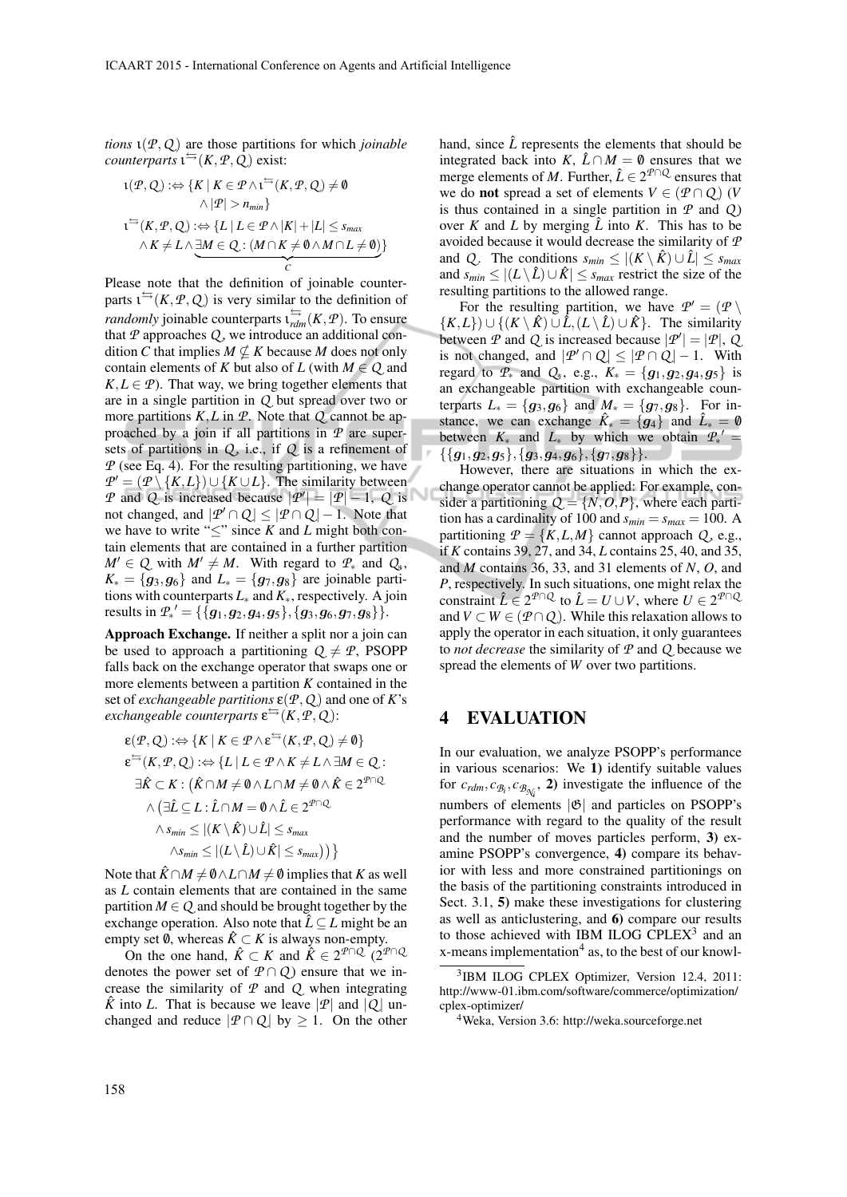*tions* $\iota(\mathcal{P}, \mathcal{Q})$ are those partitions for which *joinable counterparts* $\iota^{\leftrightarrows}(K, \mathcal{P}, \mathcal{Q})$ exist:

$$\iota(\mathcal{P},\mathcal{Q}) :\Leftrightarrow \{K \mid K \in \mathcal{P} \wedge \iota^{\leftrightarrows}(K,\mathcal{P},\mathcal{Q}) \neq \emptyset \wedge |\mathcal{P}| > n_{min}\}$$

$$\iota^{\leftrightarrows}(K,\mathcal{P},\mathcal{Q}) :\Leftrightarrow \{L \mid L \in \mathcal{P} \wedge |K| + |L| \leq s_{max} \wedge K \neq L \wedge \underbrace{\exists M \in \mathcal{Q} : (M \cap K \neq \emptyset \wedge M \cap L \neq \emptyset)}_{C}\}$$

Please note that the definition of joinable counterparts $\iota^{\leftrightarrows}(K, \mathcal{P}, \mathcal{Q})$ is very similar to the definition of *randomly* joinable counterparts $\iota^{\leftrightarrows}_{rdm}(K, \mathcal{P})$. To ensure that $\mathcal{P}$ approaches $\mathcal{Q}$, we introduce an additional condition $C$ that implies $M \not\subseteq K$ because $M$ does not only contain elements of $K$ but also of $L$ (with $M \in \mathcal{Q}$ and $K, L \in \mathcal{P}$). That way, we bring together elements that are in a single partition in $\mathcal{Q}$ but spread over two or more partitions $K, L$ in $\mathcal{P}$. Note that $\mathcal{Q}$ cannot be approached by a join if all partitions in $\mathcal{P}$ are supersets of partitions in $\mathcal{Q}$, i.e., if $\mathcal{Q}$ is a refinement of $\mathcal{P}$ (see Eq. 4). For the resulting partitioning, we have $\mathcal{P}' = (\mathcal{P} \setminus \{K, L\}) \cup \{K \cup L\}$. The similarity between $\mathcal{P}$ and $\mathcal{Q}$ is increased because $|\mathcal{P}'| = |\mathcal{P}| - 1$, $\mathcal{Q}$ is not changed, and $|\mathcal{P}' \cap \mathcal{Q}| \leq |\mathcal{P} \cap \mathcal{Q}| - 1$. Note that we have to write "$\leq$" since $K$ and $L$ might both contain elements that are contained in a further partition $M' \in \mathcal{Q}$ with $M' \neq M$. With regard to $\mathcal{P}_*$ and $\mathcal{Q}_*$, $K_* = \{g_3, g_6\}$ and $L_* = \{g_7, g_8\}$ are joinable partitions with counterparts $L_*$ and $K_*$, respectively. A join results in $\mathcal{P}_*{}' = \{\{g_1, g_2, g_4, g_5\}, \{g_3, g_6, g_7, g_8\}\}$.

**Approach Exchange.** If neither a split nor a join can be used to approach a partitioning $\mathcal{Q} \neq \mathcal{P}$, PSOPP falls back on the exchange operator that swaps one or more elements between a partition $K$ contained in the set of *exchangeable partitions* $\varepsilon(\mathcal{P}, \mathcal{Q})$ and one of $K$'s *exchangeable counterparts* $\varepsilon^{\leftrightarrows}(K, \mathcal{P}, \mathcal{Q})$:

$$\varepsilon(\mathcal{P},\mathcal{Q}) :\Leftrightarrow \{K \mid K \in \mathcal{P} \wedge \varepsilon^{\leftrightarrows}(K,\mathcal{P},\mathcal{Q}) \neq \emptyset\}$$

$$\begin{aligned}\varepsilon^{\leftrightarrows}(K,\mathcal{P},\mathcal{Q}) :\Leftrightarrow \{L \mid L \in \mathcal{P} \wedge K \neq L \wedge \exists M \in \mathcal{Q} :\\ \exists \hat{K} \subset K : \big(\hat{K} \cap M \neq \emptyset \wedge L \cap M \neq \emptyset \wedge \hat{K} \in 2^{\mathcal{P} \cap \mathcal{Q}}\\ \wedge \big(\exists \hat{L} \subseteq L : \hat{L} \cap M = \emptyset \wedge \hat{L} \in 2^{\mathcal{P} \cap \mathcal{Q}}\\ \wedge s_{min} \leq |(K \setminus \hat{K}) \cup \hat{L}| \leq s_{max}\\ \wedge s_{min} \leq |(L \setminus \hat{L}) \cup \hat{K}| \leq s_{max}\big)\big)\}\end{aligned}$$

Note that $\hat{K} \cap M \neq \emptyset \wedge L \cap M \neq \emptyset$ implies that $K$ as well as $L$ contain elements that are contained in the same partition $M \in \mathcal{Q}$ and should be brought together by the exchange operation. Also note that $\hat{L} \subseteq L$ might be an empty set $\emptyset$, whereas $\hat{K} \subset K$ is always non-empty.

On the one hand, $\hat{K} \subset K$ and $\hat{K} \in 2^{\mathcal{P} \cap \mathcal{Q}}$ ($2^{\mathcal{P} \cap \mathcal{Q}}$ denotes the power set of $\mathcal{P} \cap \mathcal{Q}$) ensure that we increase the similarity of $\mathcal{P}$ and $\mathcal{Q}$ when integrating $\hat{K}$ into $L$. That is because we leave $|\mathcal{P}|$ and $|\mathcal{Q}|$ unchanged and reduce $|\mathcal{P} \cap \mathcal{Q}|$ by $\geq 1$. On the other hand, since $\hat{L}$ represents the elements that should be integrated back into $K$, $\hat{L} \cap M = \emptyset$ ensures that we merge elements of $M$. Further, $\hat{L} \in 2^{\mathcal{P} \cap \mathcal{Q}}$ ensures that we do **not** spread a set of elements $V \in (\mathcal{P} \cap \mathcal{Q})$ ($V$ is thus contained in a single partition in $\mathcal{P}$ and $\mathcal{Q}$) over $K$ and $L$ by merging $\hat{L}$ into $K$. This has to be avoided because it would decrease the similarity of $\mathcal{P}$ and $\mathcal{Q}$. The conditions $s_{min} \leq |(K \setminus \hat{K}) \cup \hat{L}| \leq s_{max}$ and $s_{min} \leq |(L \setminus \hat{L}) \cup \hat{K}| \leq s_{max}$ restrict the size of the resulting partitions to the allowed range.

For the resulting partition, we have $\mathcal{P}' = (\mathcal{P} \setminus \{K, L\}) \cup \{(K \setminus \hat{K}) \cup \hat{L}, (L \setminus \hat{L}) \cup \hat{K}\}$. The similarity between $\mathcal{P}$ and $\mathcal{Q}$ is increased because $|\mathcal{P}'| = |\mathcal{P}|$, $\mathcal{Q}$ is not changed, and $|\mathcal{P}' \cap \mathcal{Q}| \leq |\mathcal{P} \cap \mathcal{Q}| - 1$. With regard to $\mathcal{P}_*$ and $\mathcal{Q}_*$, e.g., $K_* = \{g_1, g_2, g_4, g_5\}$ is an exchangeable partition with exchangeable counterparts $L_* = \{g_3, g_6\}$ and $M_* = \{g_7, g_8\}$. For instance, we can exchange $\hat{K}_* = \{g_4\}$ and $\hat{L}_* = \emptyset$ between $K_*$ and $L_*$ by which we obtain $\mathcal{P}_*{}' = \{\{g_1, g_2, g_5\}, \{g_3, g_4, g_6\}, \{g_7, g_8\}\}$.

However, there are situations in which the exchange operator cannot be applied: For example, consider a partitioning $\mathcal{Q} = \{N, O, P\}$, where each partition has a cardinality of 100 and $s_{min} = s_{max} = 100$. A partitioning $\mathcal{P} = \{K, L, M\}$ cannot approach $\mathcal{Q}$, e.g., if $K$ contains 39, 27, and 34, $L$ contains 25, 40, and 35, and $M$ contains 36, 33, and 31 elements of $N$, $O$, and $P$, respectively. In such situations, one might relax the constraint $\hat{L} \in 2^{\mathcal{P} \cap \mathcal{Q}}$ to $\hat{L} = U \cup V$, where $U \in 2^{\mathcal{P} \cap \mathcal{Q}}$ and $V \subset W \in (\mathcal{P} \cap \mathcal{Q})$. While this relaxation allows to apply the operator in each situation, it only guarantees to *not decrease* the similarity of $\mathcal{P}$ and $\mathcal{Q}$ because we spread the elements of $W$ over two partitions.

## 4 EVALUATION

In our evaluation, we analyze PSOPP's performance in various scenarios: We **1)** identify suitable values for $c_{rdm}, c_{\mathcal{B}_i}, c_{\mathcal{B}_{\mathcal{N}_i}}$, **2)** investigate the influence of the numbers of elements $|\mathfrak{G}|$ and particles on PSOPP's performance with regard to the quality of the result and the number of moves particles perform, **3)** examine PSOPP's convergence, **4)** compare its behavior with less and more constrained partitionings on the basis of the partitioning constraints introduced in Sect. 3.1, **5)** make these investigations for clustering as well as anticlustering, and **6)** compare our results to those achieved with IBM ILOG CPLEX[3] and an x-means implementation[4] as, to the best of our knowl-

[3] IBM ILOG CPLEX Optimizer, Version 12.4, 2011: http://www-01.ibm.com/software/commerce/optimization/cplex-optimizer/

[4] Weka, Version 3.6: http://weka.sourceforge.net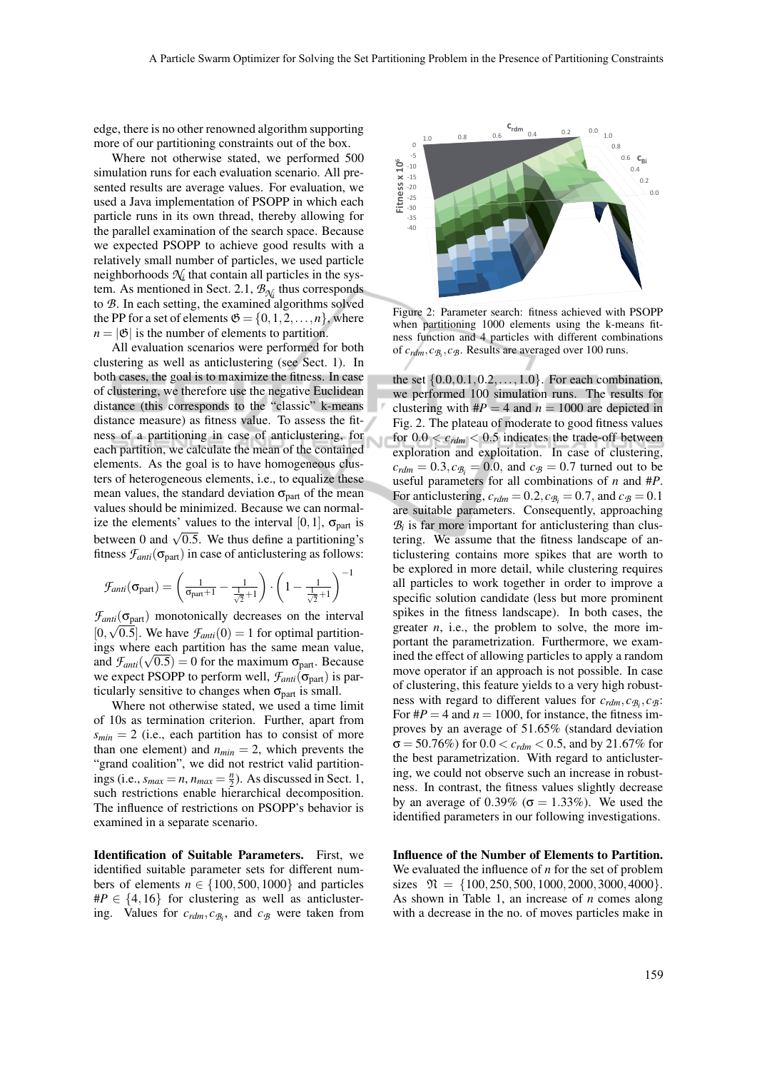edge, there is no other renowned algorithm supporting more of our partitioning constraints out of the box.

Where not otherwise stated, we performed 500 simulation runs for each evaluation scenario. All presented results are average values. For evaluation, we used a Java implementation of PSOPP in which each particle runs in its own thread, thereby allowing for the parallel examination of the search space. Because we expected PSOPP to achieve good results with a relatively small number of particles, we used particle neighborhoods $\mathcal{N}_i$ that contain all particles in the system. As mentioned in Sect. 2.1, $\mathcal{B}_{\mathcal{N}_i}$ thus corresponds to $\mathcal{B}$. In each setting, the examined algorithms solved the PP for a set of elements $\mathfrak{G} = \{0,1,2,\ldots,n\}$, where $n = |\mathfrak{G}|$ is the number of elements to partition.

All evaluation scenarios were performed for both clustering as well as anticlustering (see Sect. 1). In both cases, the goal is to maximize the fitness. In case of clustering, we therefore use the negative Euclidean distance (this corresponds to the "classic" k-means distance measure) as fitness value. To assess the fitness of a partitioning in case of anticlustering, for each partition, we calculate the mean of the contained elements. As the goal is to have homogeneous clusters of heterogeneous elements, i.e., to equalize these mean values, the standard deviation $\sigma_{\text{part}}$ of the mean values should be minimized. Because we can normalize the elements' values to the interval $[0,1]$, $\sigma_{\text{part}}$ is between 0 and $\sqrt{0.5}$. We thus define a partitioning's fitness $\mathcal{F}_{anti}(\sigma_{\text{part}})$ in case of anticlustering as follows:

$$\mathcal{F}_{anti}(\sigma_{\text{part}}) = \left(\frac{1}{\sigma_{\text{part}}+1} - \frac{1}{\frac{1}{\sqrt{2}}+1}\right) \cdot \left(1 - \frac{1}{\frac{1}{\sqrt{2}}+1}\right)^{-1}$$

$\mathcal{F}_{anti}(\sigma_{\text{part}})$ monotonically decreases on the interval $[0,\sqrt{0.5}]$. We have $\mathcal{F}_{anti}(0) = 1$ for optimal partitionings where each partition has the same mean value, and $\mathcal{F}_{anti}(\sqrt{0.5}) = 0$ for the maximum $\sigma_{\text{part}}$. Because we expect PSOPP to perform well, $\mathcal{F}_{anti}(\sigma_{\text{part}})$ is particularly sensitive to changes when $\sigma_{\text{part}}$ is small.

Where not otherwise stated, we used a time limit of 10s as termination criterion. Further, apart from $s_{min} = 2$ (i.e., each partition has to consist of more than one element) and $n_{min} = 2$, which prevents the "grand coalition", we did not restrict valid partitionings (i.e., $s_{max} = n, n_{max} = \frac{n}{2}$). As discussed in Sect. 1, such restrictions enable hierarchical decomposition. The influence of restrictions on PSOPP's behavior is examined in a separate scenario.

**Identification of Suitable Parameters.** First, we identified suitable parameter sets for different numbers of elements $n \in \{100, 500, 1000\}$ and particles $\#P \in \{4, 16\}$ for clustering as well as anticlustering. Values for $c_{rdm}, c_{\mathcal{B}_i}$, and $c_{\mathcal{B}}$ were taken from the set $\{0.0, 0.1, 0.2, \ldots, 1.0\}$. For each combination, we performed 100 simulation runs. The results for clustering with $\#P = 4$ and $n = 1000$ are depicted in Fig. 2. The plateau of moderate to good fitness values for $0.0 < c_{rdm} < 0.5$ indicates the trade-off between exploration and exploitation. In case of clustering, $c_{rdm} = 0.3, c_{\mathcal{B}_i} = 0.0$, and $c_{\mathcal{B}} = 0.7$ turned out to be useful parameters for all combinations of $n$ and $\#P$. For anticlustering, $c_{rdm} = 0.2, c_{\mathcal{B}_i} = 0.7$, and $c_{\mathcal{B}} = 0.1$ are suitable parameters. Consequently, approaching $\mathcal{B}_i$ is far more important for anticlustering than clustering. We assume that the fitness landscape of anticlustering contains more spikes that are worth to be explored in more detail, while clustering requires all particles to work together in order to improve a specific solution candidate (less but more prominent spikes in the fitness landscape). In both cases, the greater $n$, i.e., the problem to solve, the more important the parametrization. Furthermore, we examined the effect of allowing particles to apply a random move operator if an approach is not possible. In case of clustering, this feature yields to a very high robustness with regard to different values for $c_{rdm}, c_{\mathcal{B}_i}, c_{\mathcal{B}}$: For $\#P = 4$ and $n = 1000$, for instance, the fitness improves by an average of 51.65% (standard deviation $\sigma = 50.76\%$) for $0.0 < c_{rdm} < 0.5$, and by 21.67% for the best parametrization. With regard to anticlustering, we could not observe such an increase in robustness. In contrast, the fitness values slightly decrease by an average of 0.39% ($\sigma = 1.33\%$). We used the identified parameters in our following investigations.

Figure 2: Parameter search: fitness achieved with PSOPP when partitioning 1000 elements using the k-means fitness function and 4 particles with different combinations of $c_{rdm}, c_{\mathcal{B}_i}, c_{\mathcal{B}}$. Results are averaged over 100 runs.

**Influence of the Number of Elements to Partition.** We evaluated the influence of $n$ for the set of problem sizes $\mathfrak{N} = \{100, 250, 500, 1000, 2000, 3000, 4000\}$. As shown in Table 1, an increase of $n$ comes along with a decrease in the no. of moves particles make in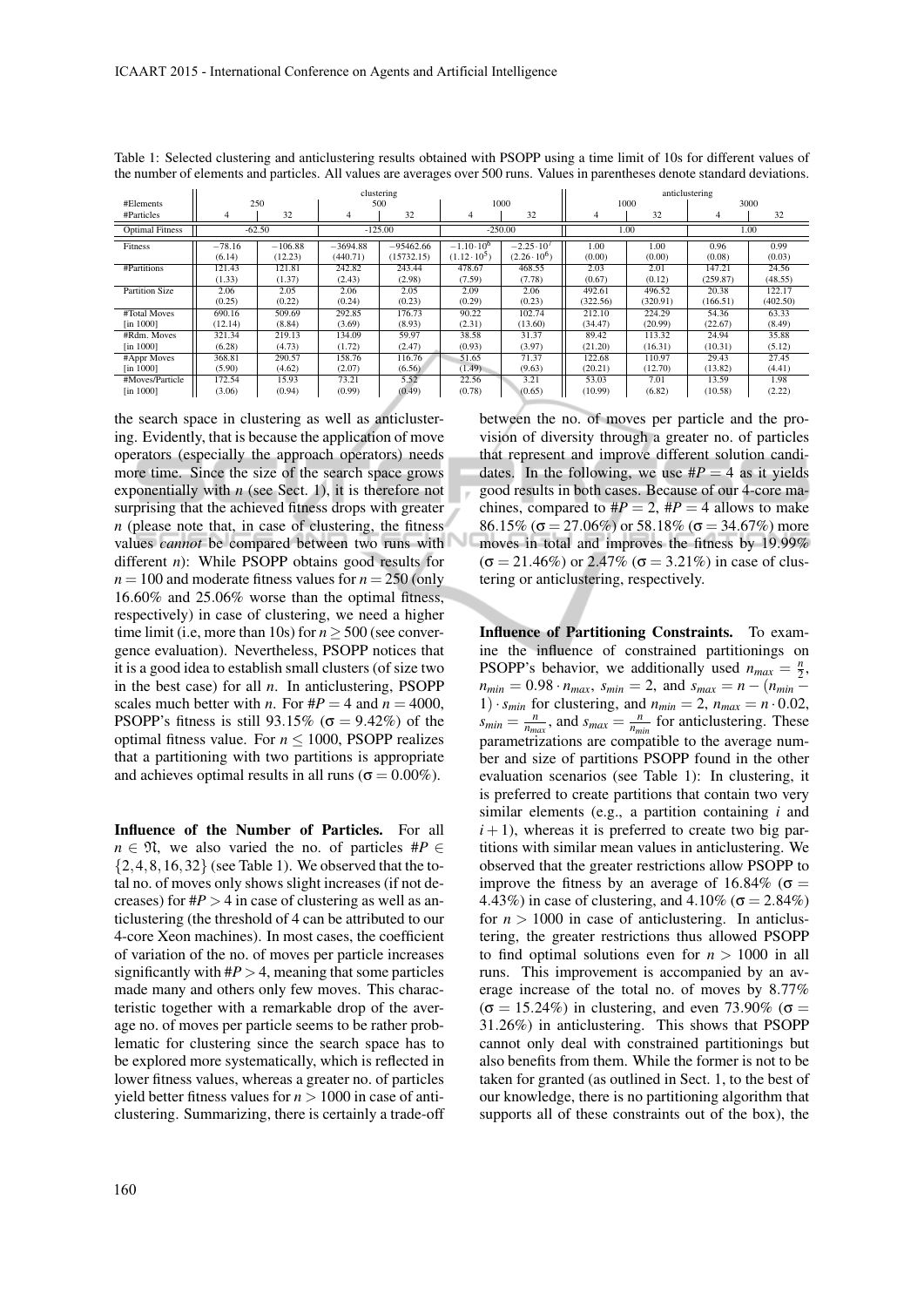Table 1: Selected clustering and anticlustering results obtained with PSOPP using a time limit of 10s for different values of the number of elements and particles. All values are averages over 500 runs. Values in parentheses denote standard deviations.

| | clustering | | | | | | anticlustering | | | |
|---|---|---|---|---|---|---|---|---|---|---|
| #Elements | 250 | | 500 | | 1000 | | 1000 | | 3000 | |
| #Particles | 4 | 32 | 4 | 32 | 4 | 32 | 4 | 32 | 4 | 32 |
| Optimal Fitness | -62.50 | | -125.00 | | -250.00 | | 1.00 | | 1.00 | |
| Fitness | −78.16 (6.14) | −106.88 (12.23) | −3694.88 (440.71) | −95462.66 (15732.15) | $-1.10\cdot10^6$ $(1.12\cdot10^5)$ | $-2.25\cdot10^7$ $(2.26\cdot10^6)$ | 1.00 (0.00) | 1.00 (0.00) | 0.96 (0.08) | 0.99 (0.03) |
| #Partitions | 121.43 (1.33) | 121.81 (1.37) | 242.82 (2.43) | 243.44 (2.98) | 478.67 (7.59) | 468.55 (7.78) | 2.03 (0.67) | 2.01 (0.12) | 147.21 (259.87) | 24.56 (48.55) |
| Partition Size | 2.06 (0.25) | 2.05 (0.22) | 2.06 (0.24) | 2.05 (0.23) | 2.09 (0.29) | 2.06 (0.23) | 492.61 (322.56) | 496.52 (320.91) | 20.38 (166.51) | 122.17 (402.50) |
| #Total Moves [in 1000] | 690.16 (12.14) | 509.69 (8.84) | 292.85 (3.69) | 176.73 (8.93) | 90.22 (2.31) | 102.74 (13.60) | 212.10 (34.47) | 224.29 (20.99) | 54.36 (22.67) | 63.33 (8.49) |
| #Rdm. Moves [in 1000] | 321.34 (6.28) | 219.13 (4.73) | 134.09 (1.72) | 59.97 (2.47) | 38.58 (0.93) | 31.37 (3.97) | 89.42 (21.20) | 113.32 (16.31) | 24.94 (10.31) | 35.88 (5.12) |
| #Appr Moves [in 1000] | 368.81 (5.90) | 290.57 (4.62) | 158.76 (2.07) | 116.76 (6.56) | 51.65 (1.49) | 71.37 (9.63) | 122.68 (20.21) | 110.97 (12.70) | 29.43 (13.82) | 27.45 (4.41) |
| #Moves/Particle [in 1000] | 172.54 (3.06) | 15.93 (0.94) | 73.21 (0.99) | 5.52 (0.49) | 22.56 (0.78) | 3.21 (0.65) | 53.03 (10.99) | 7.01 (6.82) | 13.59 (10.58) | 1.98 (2.22) |

the search space in clustering as well as anticlustering. Evidently, that is because the application of move operators (especially the approach operators) needs more time. Since the size of the search space grows exponentially with $n$ (see Sect. 1), it is therefore not surprising that the achieved fitness drops with greater $n$ (please note that, in case of clustering, the fitness values *cannot* be compared between two runs with different $n$): While PSOPP obtains good results for $n = 100$ and moderate fitness values for $n = 250$ (only 16.60% and 25.06% worse than the optimal fitness, respectively) in case of clustering, we need a higher time limit (i.e, more than 10s) for $n \geq 500$ (see convergence evaluation). Nevertheless, PSOPP notices that it is a good idea to establish small clusters (of size two in the best case) for all $n$. In anticlustering, PSOPP scales much better with $n$. For $\#P = 4$ and $n = 4000$, PSOPP's fitness is still 93.15% ($\sigma = 9.42\%$) of the optimal fitness value. For $n \leq 1000$, PSOPP realizes that a partitioning with two partitions is appropriate and achieves optimal results in all runs ($\sigma = 0.00\%$).

**Influence of the Number of Particles.** For all $n \in \mathfrak{N}$, we also varied the no. of particles $\#P \in \{2, 4, 8, 16, 32\}$ (see Table 1). We observed that the total no. of moves only shows slight increases (if not decreases) for $\#P > 4$ in case of clustering as well as anticlustering (the threshold of 4 can be attributed to our 4-core Xeon machines). In most cases, the coefficient of variation of the no. of moves per particle increases significantly with $\#P > 4$, meaning that some particles made many and others only few moves. This characteristic together with a remarkable drop of the average no. of moves per particle seems to be rather problematic for clustering since the search space has to be explored more systematically, which is reflected in lower fitness values, whereas a greater no. of particles yield better fitness values for $n > 1000$ in case of anticlustering. Summarizing, there is certainly a trade-off between the no. of moves per particle and the provision of diversity through a greater no. of particles that represent and improve different solution candidates. In the following, we use $\#P = 4$ as it yields good results in both cases. Because of our 4-core machines, compared to $\#P = 2$, $\#P = 4$ allows to make 86.15% ($\sigma = 27.06\%$) or 58.18% ($\sigma = 34.67\%$) more moves in total and improves the fitness by 19.99% ($\sigma = 21.46\%$) or 2.47% ($\sigma = 3.21\%$) in case of clustering or anticlustering, respectively.

**Influence of Partitioning Constraints.** To examine the influence of constrained partitionings on PSOPP's behavior, we additionally used $n_{max} = \frac{n}{2}$, $n_{min} = 0.98 \cdot n_{max}$, $s_{min} = 2$, and $s_{max} = n - (n_{min} - 1) \cdot s_{min}$ for clustering, and $n_{min} = 2$, $n_{max} = n \cdot 0.02$, $s_{min} = \frac{n}{n_{max}}$, and $s_{max} = \frac{n}{n_{min}}$ for anticlustering. These parametrizations are compatible to the average number and size of partitions PSOPP found in the other evaluation scenarios (see Table 1): In clustering, it is preferred to create partitions that contain two very similar elements (e.g., a partition containing $i$ and $i+1$), whereas it is preferred to create two big partitions with similar mean values in anticlustering. We observed that the greater restrictions allow PSOPP to improve the fitness by an average of 16.84% ($\sigma = 4.43\%$) in case of clustering, and 4.10% ($\sigma = 2.84\%$) for $n > 1000$ in case of anticlustering. In anticlustering, the greater restrictions thus allowed PSOPP to find optimal solutions even for $n > 1000$ in all runs. This improvement is accompanied by an average increase of the total no. of moves by 8.77% ($\sigma = 15.24\%$) in clustering, and even 73.90% ($\sigma = 31.26\%$) in anticlustering. This shows that PSOPP cannot only deal with constrained partitionings but also benefits from them. While the former is not to be taken for granted (as outlined in Sect. 1, to the best of our knowledge, there is no partitioning algorithm that supports all of these constraints out of the box), the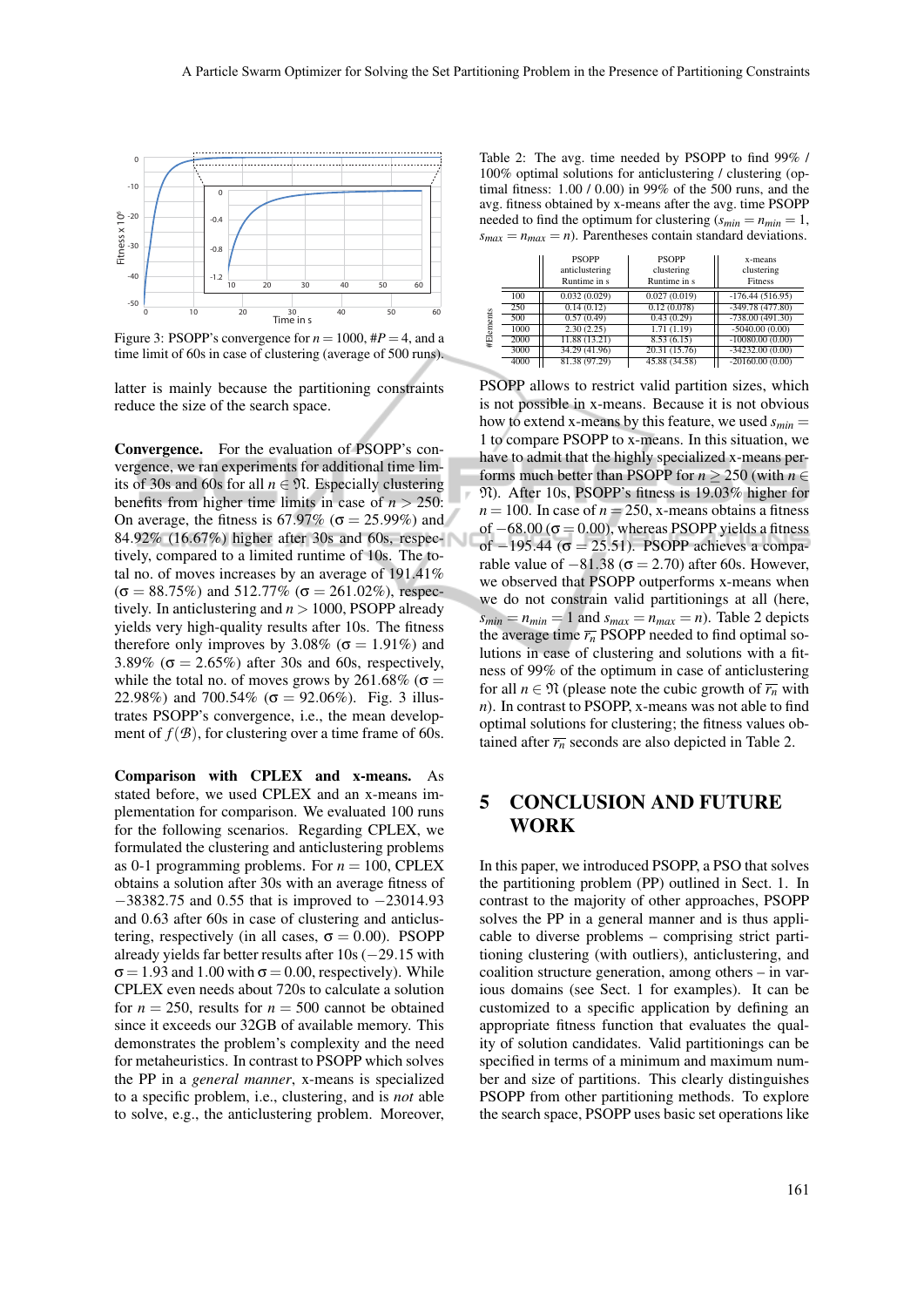Figure 3: PSOPP's convergence for $n = 1000$, $\#P = 4$, and a time limit of 60s in case of clustering (average of 500 runs).

latter is mainly because the partitioning constraints reduce the size of the search space.

**Convergence.** For the evaluation of PSOPP's convergence, we ran experiments for additional time limits of 30s and 60s for all $n \in \mathfrak{N}$. Especially clustering benefits from higher time limits in case of $n > 250$: On average, the fitness is 67.97% ($\sigma = 25.99\%$) and 84.92% (16.67%) higher after 30s and 60s, respectively, compared to a limited runtime of 10s. The total no. of moves increases by an average of 191.41% ($\sigma = 88.75\%$) and 512.77% ($\sigma = 261.02\%$), respectively. In anticlustering and $n > 1000$, PSOPP already yields very high-quality results after 10s. The fitness therefore only improves by 3.08% ($\sigma = 1.91\%$) and 3.89% ($\sigma = 2.65\%$) after 30s and 60s, respectively, while the total no. of moves grows by 261.68% ($\sigma = 22.98\%$) and 700.54% ($\sigma = 92.06\%$). Fig. 3 illustrates PSOPP's convergence, i.e., the mean development of $f(\mathcal{B})$, for clustering over a time frame of 60s.

**Comparison with CPLEX and x-means.** As stated before, we used CPLEX and an x-means implementation for comparison. We evaluated 100 runs for the following scenarios. Regarding CPLEX, we formulated the clustering and anticlustering problems as 0-1 programming problems. For $n = 100$, CPLEX obtains a solution after 30s with an average fitness of $-38382.75$ and 0.55 that is improved to $-23014.93$ and 0.63 after 60s in case of clustering and anticlustering, respectively (in all cases, $\sigma = 0.00$). PSOPP already yields far better results after 10s ($-29.15$ with $\sigma = 1.93$ and 1.00 with $\sigma = 0.00$, respectively). While CPLEX even needs about 720s to calculate a solution for $n = 250$, results for $n = 500$ cannot be obtained since it exceeds our 32GB of available memory. This demonstrates the problem's complexity and the need for metaheuristics. In contrast to PSOPP which solves the PP in a *general manner*, x-means is specialized to a specific problem, i.e., clustering, and is *not* able to solve, e.g., the anticlustering problem. Moreover,

Table 2: The avg. time needed by PSOPP to find 99% / 100% optimal solutions for anticlustering / clustering (optimal fitness: 1.00 / 0.00) in 99% of the 500 runs, and the avg. fitness obtained by x-means after the avg. time PSOPP needed to find the optimum for clustering ($s_{min} = n_{min} = 1$, $s_{max} = n_{max} = n$). Parentheses contain standard deviations.

| #Elements | PSOPP anticlustering Runtime in s | PSOPP clustering Runtime in s | x-means clustering Fitness |
|---|---|---|---|
| 100 | 0.032 (0.029) | 0.027 (0.019) | -176.44 (516.95) |
| 250 | 0.14 (0.12) | 0.12 (0.078) | -349.78 (477.80) |
| 500 | 0.57 (0.49) | 0.43 (0.29) | -738.00 (491.30) |
| 1000 | 2.30 (2.25) | 1.71 (1.19) | -5040.00 (0.00) |
| 2000 | 11.88 (13.21) | 8.53 (6.15) | -10080.00 (0.00) |
| 3000 | 34.29 (41.96) | 20.31 (15.76) | -34232.00 (0.00) |
| 4000 | 81.38 (97.29) | 45.88 (34.58) | -20160.00 (0.00) |

PSOPP allows to restrict valid partition sizes, which is not possible in x-means. Because it is not obvious how to extend x-means by this feature, we used $s_{min} = 1$ to compare PSOPP to x-means. In this situation, we have to admit that the highly specialized x-means performs much better than PSOPP for $n \geq 250$ (with $n \in \mathfrak{N}$). After 10s, PSOPP's fitness is 19.03% higher for $n = 100$. In case of $n = 250$, x-means obtains a fitness of $-68.00$ ($\sigma = 0.00$), whereas PSOPP yields a fitness of $-195.44$ ($\sigma = 25.51$). PSOPP achieves a comparable value of $-81.38$ ($\sigma = 2.70$) after 60s. However, we observed that PSOPP outperforms x-means when we do not constrain valid partitionings at all (here, $s_{min} = n_{min} = 1$ and $s_{max} = n_{max} = n$). Table 2 depicts the average time $\overline{r_n}$ PSOPP needed to find optimal solutions in case of clustering and solutions with a fitness of 99% of the optimum in case of anticlustering for all $n \in \mathfrak{N}$ (please note the cubic growth of $\overline{r_n}$ with $n$). In contrast to PSOPP, x-means was not able to find optimal solutions for clustering; the fitness values obtained after $\overline{r_n}$ seconds are also depicted in Table 2.

## 5 CONCLUSION AND FUTURE WORK

In this paper, we introduced PSOPP, a PSO that solves the partitioning problem (PP) outlined in Sect. 1. In contrast to the majority of other approaches, PSOPP solves the PP in a general manner and is thus applicable to diverse problems – comprising strict partitioning clustering (with outliers), anticlustering, and coalition structure generation, among others – in various domains (see Sect. 1 for examples). It can be customized to a specific application by defining an appropriate fitness function that evaluates the quality of solution candidates. Valid partitionings can be specified in terms of a minimum and maximum number and size of partitions. This clearly distinguishes PSOPP from other partitioning methods. To explore the search space, PSOPP uses basic set operations like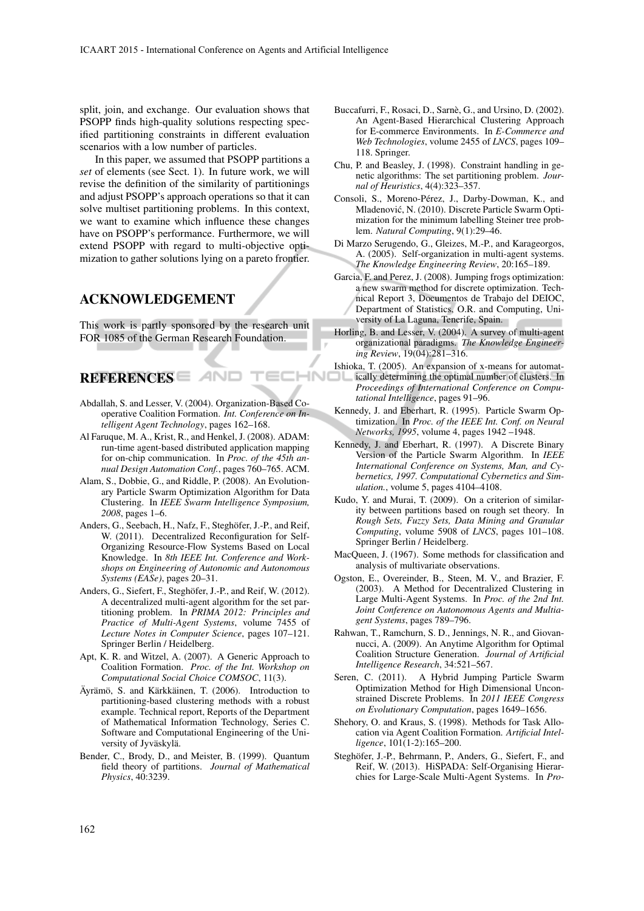split, join, and exchange. Our evaluation shows that PSOPP finds high-quality solutions respecting specified partitioning constraints in different evaluation scenarios with a low number of particles.

In this paper, we assumed that PSOPP partitions a *set* of elements (see Sect. 1). In future work, we will revise the definition of the similarity of partitionings and adjust PSOPP's approach operations so that it can solve multiset partitioning problems. In this context, we want to examine which influence these changes have on PSOPP's performance. Furthermore, we will extend PSOPP with regard to multi-objective optimization to gather solutions lying on a pareto frontier.

## ACKNOWLEDGEMENT

This work is partly sponsored by the research unit FOR 1085 of the German Research Foundation.

## REFERENCES

Abdallah, S. and Lesser, V. (2004). Organization-Based Cooperative Coalition Formation. *Int. Conference on Intelligent Agent Technology*, pages 162–168.

Al Faruque, M. A., Krist, R., and Henkel, J. (2008). ADAM: run-time agent-based distributed application mapping for on-chip communication. In *Proc. of the 45th annual Design Automation Conf.*, pages 760–765. ACM.

Alam, S., Dobbie, G., and Riddle, P. (2008). An Evolutionary Particle Swarm Optimization Algorithm for Data Clustering. In *IEEE Swarm Intelligence Symposium, 2008*, pages 1–6.

Anders, G., Seebach, H., Nafz, F., Steghöfer, J.-P., and Reif, W. (2011). Decentralized Reconfiguration for Self-Organizing Resource-Flow Systems Based on Local Knowledge. In *8th IEEE Int. Conference and Workshops on Engineering of Autonomic and Autonomous Systems (EASe)*, pages 20–31.

Anders, G., Siefert, F., Steghöfer, J.-P., and Reif, W. (2012). A decentralized multi-agent algorithm for the set partitioning problem. In *PRIMA 2012: Principles and Practice of Multi-Agent Systems*, volume 7455 of *Lecture Notes in Computer Science*, pages 107–121. Springer Berlin / Heidelberg.

Apt, K. R. and Witzel, A. (2007). A Generic Approach to Coalition Formation. *Proc. of the Int. Workshop on Computational Social Choice COMSOC*, 11(3).

Äyrämö, S. and Kärkkäinen, T. (2006). Introduction to partitioning-based clustering methods with a robust example. Technical report, Reports of the Department of Mathematical Information Technology, Series C. Software and Computational Engineering of the University of Jyväskylä.

Bender, C., Brody, D., and Meister, B. (1999). Quantum field theory of partitions. *Journal of Mathematical Physics*, 40:3239.

Buccafurri, F., Rosaci, D., Sarnè, G., and Ursino, D. (2002). An Agent-Based Hierarchical Clustering Approach for E-commerce Environments. In *E-Commerce and Web Technologies*, volume 2455 of *LNCS*, pages 109–118. Springer.

Chu, P. and Beasley, J. (1998). Constraint handling in genetic algorithms: The set partitioning problem. *Journal of Heuristics*, 4(4):323–357.

Consoli, S., Moreno-Pérez, J., Darby-Dowman, K., and Mladenović, N. (2010). Discrete Particle Swarm Optimization for the minimum labelling Steiner tree problem. *Natural Computing*, 9(1):29–46.

Di Marzo Serugendo, G., Gleizes, M.-P., and Karageorgos, A. (2005). Self-organization in multi-agent systems. *The Knowledge Engineering Review*, 20:165–189.

Garcia, F. and Perez, J. (2008). Jumping frogs optimization: a new swarm method for discrete optimization. Technical Report 3, Documentos de Trabajo del DEIOC, Department of Statistics, O.R. and Computing, University of La Laguna, Tenerife, Spain.

Horling, B. and Lesser, V. (2004). A survey of multi-agent organizational paradigms. *The Knowledge Engineering Review*, 19(04):281–316.

Ishioka, T. (2005). An expansion of x-means for automatically determining the optimal number of clusters. In *Proceedings of International Conference on Computational Intelligence*, pages 91–96.

Kennedy, J. and Eberhart, R. (1995). Particle Swarm Optimization. In *Proc. of the IEEE Int. Conf. on Neural Networks, 1995*, volume 4, pages 1942 –1948.

Kennedy, J. and Eberhart, R. (1997). A Discrete Binary Version of the Particle Swarm Algorithm. In *IEEE International Conference on Systems, Man, and Cybernetics, 1997. Computational Cybernetics and Simulation.*, volume 5, pages 4104–4108.

Kudo, Y. and Murai, T. (2009). On a criterion of similarity between partitions based on rough set theory. In *Rough Sets, Fuzzy Sets, Data Mining and Granular Computing*, volume 5908 of *LNCS*, pages 101–108. Springer Berlin / Heidelberg.

MacQueen, J. (1967). Some methods for classification and analysis of multivariate observations.

Ogston, E., Overeinder, B., Steen, M. V., and Brazier, F. (2003). A Method for Decentralized Clustering in Large Multi-Agent Systems. In *Proc. of the 2nd Int. Joint Conference on Autonomous Agents and Multiagent Systems*, pages 789–796.

Rahwan, T., Ramchurn, S. D., Jennings, N. R., and Giovannucci, A. (2009). An Anytime Algorithm for Optimal Coalition Structure Generation. *Journal of Artificial Intelligence Research*, 34:521–567.

Seren, C. (2011). A Hybrid Jumping Particle Swarm Optimization Method for High Dimensional Unconstrained Discrete Problems. In *2011 IEEE Congress on Evolutionary Computation*, pages 1649–1656.

Shehory, O. and Kraus, S. (1998). Methods for Task Allocation via Agent Coalition Formation. *Artificial Intelligence*, 101(1-2):165–200.

Steghöfer, J.-P., Behrmann, P., Anders, G., Siefert, F., and Reif, W. (2013). HiSPADA: Self-Organising Hierarchies for Large-Scale Multi-Agent Systems. In *Pro-*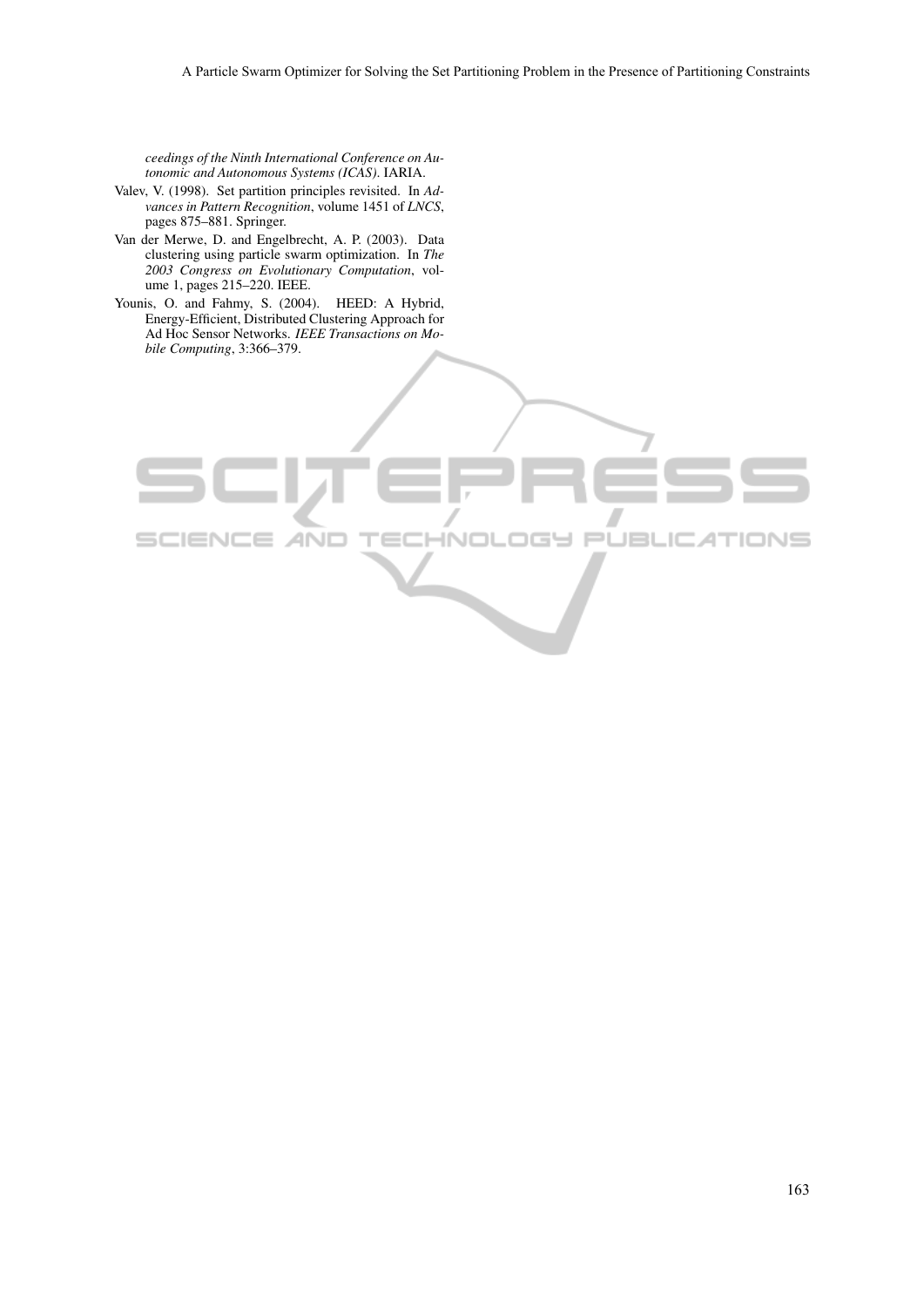*ceedings of the Ninth International Conference on Autonomic and Autonomous Systems (ICAS)*. IARIA.

Valev, V. (1998). Set partition principles revisited. In *Advances in Pattern Recognition*, volume 1451 of *LNCS*, pages 875–881. Springer.

Van der Merwe, D. and Engelbrecht, A. P. (2003). Data clustering using particle swarm optimization. In *The 2003 Congress on Evolutionary Computation*, volume 1, pages 215–220. IEEE.

Younis, O. and Fahmy, S. (2004). HEED: A Hybrid, Energy-Efficient, Distributed Clustering Approach for Ad Hoc Sensor Networks. *IEEE Transactions on Mobile Computing*, 3:366–379.